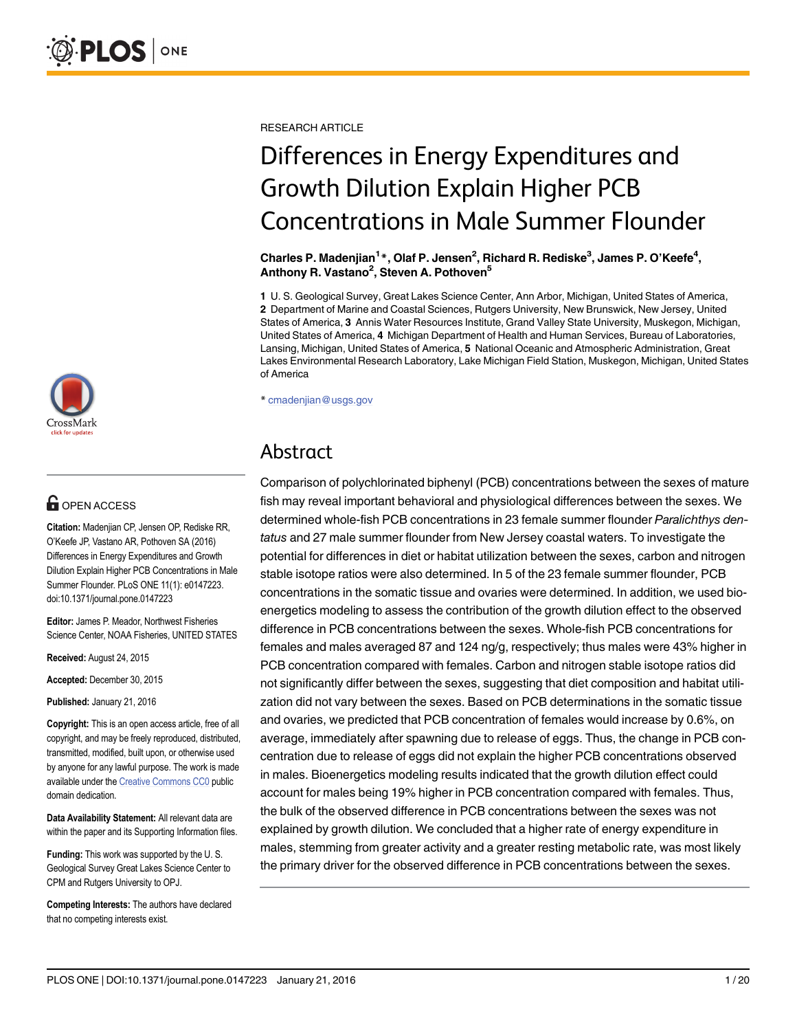RESEARCH ARTICLE

# Differences in Energy Expenditures and Growth Dilution Explain Higher PCB Concentrations in Male Summer Flounder

**Charles P. Madenjian[1]*, Olaf P. Jensen[2], Richard R. Rediske[3], James P. O'Keefe[4], Anthony R. Vastano[2], Steven A. Pothoven[5]**

**1** U. S. Geological Survey, Great Lakes Science Center, Ann Arbor, Michigan, United States of America, **2** Department of Marine and Coastal Sciences, Rutgers University, New Brunswick, New Jersey, United States of America, **3** Annis Water Resources Institute, Grand Valley State University, Muskegon, Michigan, United States of America, **4** Michigan Department of Health and Human Services, Bureau of Laboratories, Lansing, Michigan, United States of America, **5** National Oceanic and Atmospheric Administration, Great Lakes Environmental Research Laboratory, Lake Michigan Field Station, Muskegon, Michigan, United States of America

* cmadenjian@usgs.gov

OPEN ACCESS

**Citation:** Madenjian CP, Jensen OP, Rediske RR, O'Keefe JP, Vastano AR, Pothoven SA (2016) Differences in Energy Expenditures and Growth Dilution Explain Higher PCB Concentrations in Male Summer Flounder. PLoS ONE 11(1): e0147223. doi:10.1371/journal.pone.0147223

**Editor:** James P. Meador, Northwest Fisheries Science Center, NOAA Fisheries, UNITED STATES

**Received:** August 24, 2015

**Accepted:** December 30, 2015

**Published:** January 21, 2016

**Copyright:** This is an open access article, free of all copyright, and may be freely reproduced, distributed, transmitted, modified, built upon, or otherwise used by anyone for any lawful purpose. The work is made available under the Creative Commons CC0 public domain dedication.

**Data Availability Statement:** All relevant data are within the paper and its Supporting Information files.

**Funding:** This work was supported by the U. S. Geological Survey Great Lakes Science Center to CPM and Rutgers University to OPJ.

**Competing Interests:** The authors have declared that no competing interests exist.

## Abstract

Comparison of polychlorinated biphenyl (PCB) concentrations between the sexes of mature fish may reveal important behavioral and physiological differences between the sexes. We determined whole-fish PCB concentrations in 23 female summer flounder *Paralichthys dentatus* and 27 male summer flounder from New Jersey coastal waters. To investigate the potential for differences in diet or habitat utilization between the sexes, carbon and nitrogen stable isotope ratios were also determined. In 5 of the 23 female summer flounder, PCB concentrations in the somatic tissue and ovaries were determined. In addition, we used bioenergetics modeling to assess the contribution of the growth dilution effect to the observed difference in PCB concentrations between the sexes. Whole-fish PCB concentrations for females and males averaged 87 and 124 ng/g, respectively; thus males were 43% higher in PCB concentration compared with females. Carbon and nitrogen stable isotope ratios did not significantly differ between the sexes, suggesting that diet composition and habitat utilization did not vary between the sexes. Based on PCB determinations in the somatic tissue and ovaries, we predicted that PCB concentration of females would increase by 0.6%, on average, immediately after spawning due to release of eggs. Thus, the change in PCB concentration due to release of eggs did not explain the higher PCB concentrations observed in males. Bioenergetics modeling results indicated that the growth dilution effect could account for males being 19% higher in PCB concentration compared with females. Thus, the bulk of the observed difference in PCB concentrations between the sexes was not explained by growth dilution. We concluded that a higher rate of energy expenditure in males, stemming from greater activity and a greater resting metabolic rate, was most likely the primary driver for the observed difference in PCB concentrations between the sexes.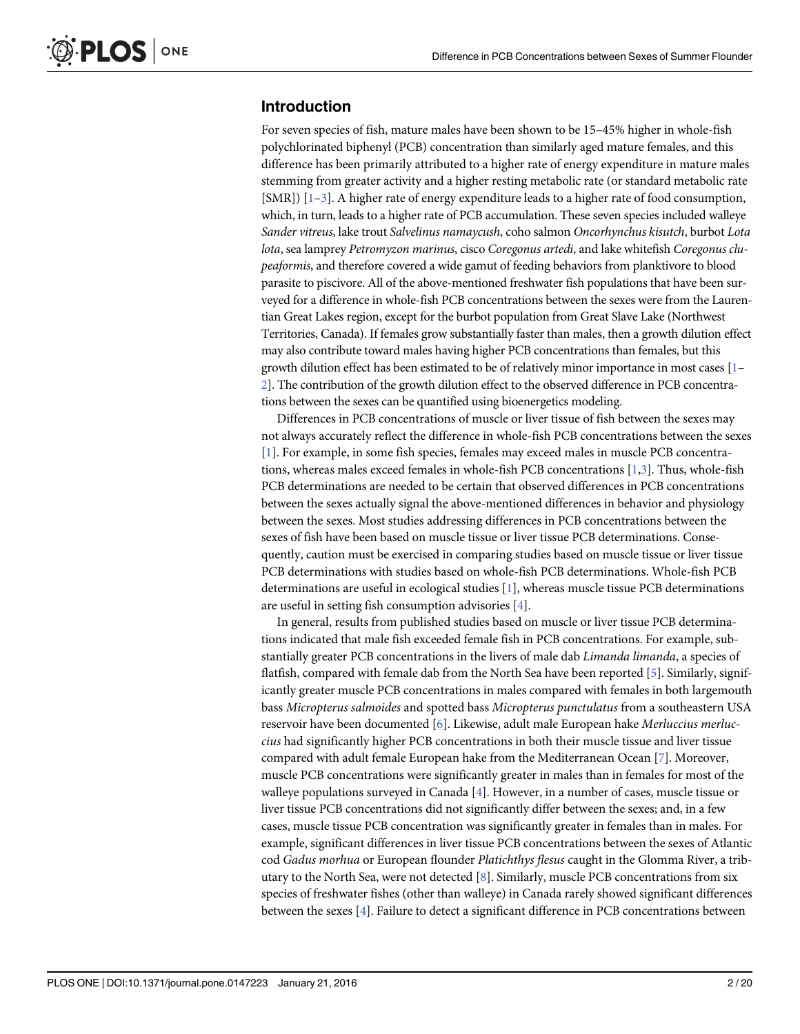## Introduction

For seven species of fish, mature males have been shown to be 15–45% higher in whole-fish polychlorinated biphenyl (PCB) concentration than similarly aged mature females, and this difference has been primarily attributed to a higher rate of energy expenditure in mature males stemming from greater activity and a higher resting metabolic rate (or standard metabolic rate [SMR]) [1–3]. A higher rate of energy expenditure leads to a higher rate of food consumption, which, in turn, leads to a higher rate of PCB accumulation. These seven species included walleye *Sander vitreus*, lake trout *Salvelinus namaycush*, coho salmon *Oncorhynchus kisutch*, burbot *Lota lota*, sea lamprey *Petromyzon marinus*, cisco *Coregonus artedi*, and lake whitefish *Coregonus clupeaformis*, and therefore covered a wide gamut of feeding behaviors from planktivore to blood parasite to piscivore. All of the above-mentioned freshwater fish populations that have been surveyed for a difference in whole-fish PCB concentrations between the sexes were from the Laurentian Great Lakes region, except for the burbot population from Great Slave Lake (Northwest Territories, Canada). If females grow substantially faster than males, then a growth dilution effect may also contribute toward males having higher PCB concentrations than females, but this growth dilution effect has been estimated to be of relatively minor importance in most cases [1–2]. The contribution of the growth dilution effect to the observed difference in PCB concentrations between the sexes can be quantified using bioenergetics modeling.

Differences in PCB concentrations of muscle or liver tissue of fish between the sexes may not always accurately reflect the difference in whole-fish PCB concentrations between the sexes [1]. For example, in some fish species, females may exceed males in muscle PCB concentrations, whereas males exceed females in whole-fish PCB concentrations [1,3]. Thus, whole-fish PCB determinations are needed to be certain that observed differences in PCB concentrations between the sexes actually signal the above-mentioned differences in behavior and physiology between the sexes. Most studies addressing differences in PCB concentrations between the sexes of fish have been based on muscle tissue or liver tissue PCB determinations. Consequently, caution must be exercised in comparing studies based on muscle tissue or liver tissue PCB determinations with studies based on whole-fish PCB determinations. Whole-fish PCB determinations are useful in ecological studies [1], whereas muscle tissue PCB determinations are useful in setting fish consumption advisories [4].

In general, results from published studies based on muscle or liver tissue PCB determinations indicated that male fish exceeded female fish in PCB concentrations. For example, substantially greater PCB concentrations in the livers of male dab *Limanda limanda*, a species of flatfish, compared with female dab from the North Sea have been reported [5]. Similarly, significantly greater muscle PCB concentrations in males compared with females in both largemouth bass *Micropterus salmoides* and spotted bass *Micropterus punctulatus* from a southeastern USA reservoir have been documented [6]. Likewise, adult male European hake *Merluccius merluccius* had significantly higher PCB concentrations in both their muscle tissue and liver tissue compared with adult female European hake from the Mediterranean Ocean [7]. Moreover, muscle PCB concentrations were significantly greater in males than in females for most of the walleye populations surveyed in Canada [4]. However, in a number of cases, muscle tissue or liver tissue PCB concentrations did not significantly differ between the sexes; and, in a few cases, muscle tissue PCB concentration was significantly greater in females than in males. For example, significant differences in liver tissue PCB concentrations between the sexes of Atlantic cod *Gadus morhua* or European flounder *Platichthys flesus* caught in the Glomma River, a tributary to the North Sea, were not detected [8]. Similarly, muscle PCB concentrations from six species of freshwater fishes (other than walleye) in Canada rarely showed significant differences between the sexes [4]. Failure to detect a significant difference in PCB concentrations between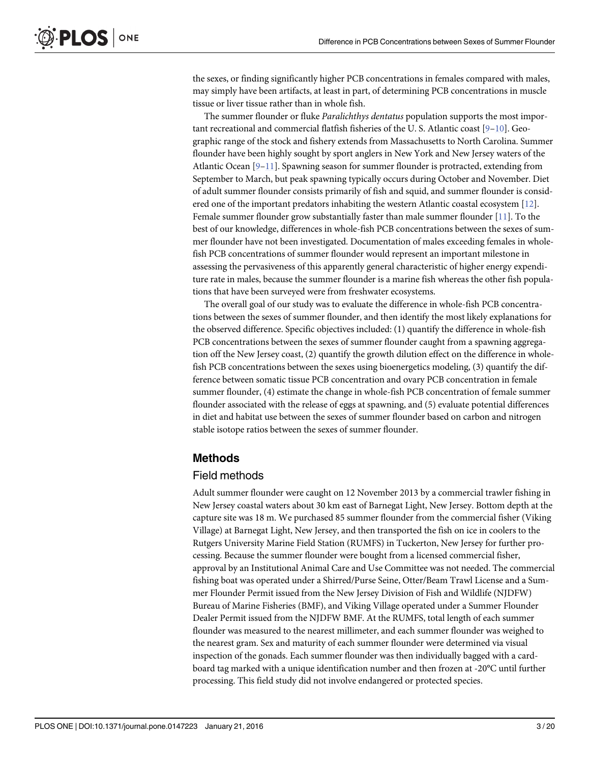the sexes, or finding significantly higher PCB concentrations in females compared with males, may simply have been artifacts, at least in part, of determining PCB concentrations in muscle tissue or liver tissue rather than in whole fish.

The summer flounder or fluke *Paralichthys dentatus* population supports the most important recreational and commercial flatfish fisheries of the U. S. Atlantic coast [9–10]. Geographic range of the stock and fishery extends from Massachusetts to North Carolina. Summer flounder have been highly sought by sport anglers in New York and New Jersey waters of the Atlantic Ocean [9–11]. Spawning season for summer flounder is protracted, extending from September to March, but peak spawning typically occurs during October and November. Diet of adult summer flounder consists primarily of fish and squid, and summer flounder is considered one of the important predators inhabiting the western Atlantic coastal ecosystem [12]. Female summer flounder grow substantially faster than male summer flounder [11]. To the best of our knowledge, differences in whole-fish PCB concentrations between the sexes of summer flounder have not been investigated. Documentation of males exceeding females in whole-fish PCB concentrations of summer flounder would represent an important milestone in assessing the pervasiveness of this apparently general characteristic of higher energy expenditure rate in males, because the summer flounder is a marine fish whereas the other fish populations that have been surveyed were from freshwater ecosystems.

The overall goal of our study was to evaluate the difference in whole-fish PCB concentrations between the sexes of summer flounder, and then identify the most likely explanations for the observed difference. Specific objectives included: (1) quantify the difference in whole-fish PCB concentrations between the sexes of summer flounder caught from a spawning aggregation off the New Jersey coast, (2) quantify the growth dilution effect on the difference in whole-fish PCB concentrations between the sexes using bioenergetics modeling, (3) quantify the difference between somatic tissue PCB concentration and ovary PCB concentration in female summer flounder, (4) estimate the change in whole-fish PCB concentration of female summer flounder associated with the release of eggs at spawning, and (5) evaluate potential differences in diet and habitat use between the sexes of summer flounder based on carbon and nitrogen stable isotope ratios between the sexes of summer flounder.

## Methods

### Field methods

Adult summer flounder were caught on 12 November 2013 by a commercial trawler fishing in New Jersey coastal waters about 30 km east of Barnegat Light, New Jersey. Bottom depth at the capture site was 18 m. We purchased 85 summer flounder from the commercial fisher (Viking Village) at Barnegat Light, New Jersey, and then transported the fish on ice in coolers to the Rutgers University Marine Field Station (RUMFS) in Tuckerton, New Jersey for further processing. Because the summer flounder were bought from a licensed commercial fisher, approval by an Institutional Animal Care and Use Committee was not needed. The commercial fishing boat was operated under a Shirred/Purse Seine, Otter/Beam Trawl License and a Summer Flounder Permit issued from the New Jersey Division of Fish and Wildlife (NJDFW) Bureau of Marine Fisheries (BMF), and Viking Village operated under a Summer Flounder Dealer Permit issued from the NJDFW BMF. At the RUMFS, total length of each summer flounder was measured to the nearest millimeter, and each summer flounder was weighed to the nearest gram. Sex and maturity of each summer flounder were determined via visual inspection of the gonads. Each summer flounder was then individually bagged with a cardboard tag marked with a unique identification number and then frozen at -20°C until further processing. This field study did not involve endangered or protected species.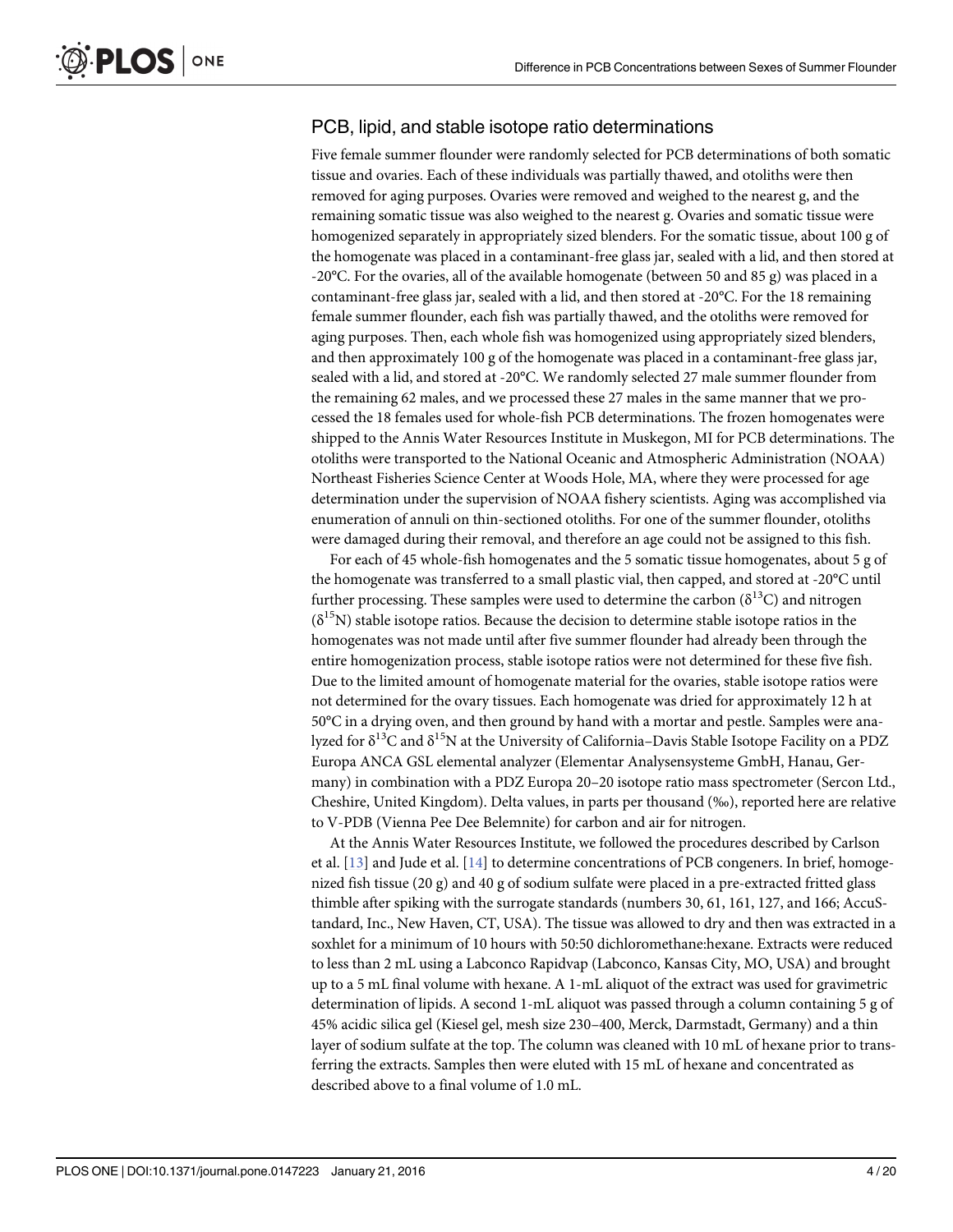## PCB, lipid, and stable isotope ratio determinations

Five female summer flounder were randomly selected for PCB determinations of both somatic tissue and ovaries. Each of these individuals was partially thawed, and otoliths were then removed for aging purposes. Ovaries were removed and weighed to the nearest g, and the remaining somatic tissue was also weighed to the nearest g. Ovaries and somatic tissue were homogenized separately in appropriately sized blenders. For the somatic tissue, about 100 g of the homogenate was placed in a contaminant-free glass jar, sealed with a lid, and then stored at -20°C. For the ovaries, all of the available homogenate (between 50 and 85 g) was placed in a contaminant-free glass jar, sealed with a lid, and then stored at -20°C. For the 18 remaining female summer flounder, each fish was partially thawed, and the otoliths were removed for aging purposes. Then, each whole fish was homogenized using appropriately sized blenders, and then approximately 100 g of the homogenate was placed in a contaminant-free glass jar, sealed with a lid, and stored at -20°C. We randomly selected 27 male summer flounder from the remaining 62 males, and we processed these 27 males in the same manner that we processed the 18 females used for whole-fish PCB determinations. The frozen homogenates were shipped to the Annis Water Resources Institute in Muskegon, MI for PCB determinations. The otoliths were transported to the National Oceanic and Atmospheric Administration (NOAA) Northeast Fisheries Science Center at Woods Hole, MA, where they were processed for age determination under the supervision of NOAA fishery scientists. Aging was accomplished via enumeration of annuli on thin-sectioned otoliths. For one of the summer flounder, otoliths were damaged during their removal, and therefore an age could not be assigned to this fish.

For each of 45 whole-fish homogenates and the 5 somatic tissue homogenates, about 5 g of the homogenate was transferred to a small plastic vial, then capped, and stored at -20°C until further processing. These samples were used to determine the carbon ($\delta^{13}C$) and nitrogen ($\delta^{15}N$) stable isotope ratios. Because the decision to determine stable isotope ratios in the homogenates was not made until after five summer flounder had already been through the entire homogenization process, stable isotope ratios were not determined for these five fish. Due to the limited amount of homogenate material for the ovaries, stable isotope ratios were not determined for the ovary tissues. Each homogenate was dried for approximately 12 h at 50°C in a drying oven, and then ground by hand with a mortar and pestle. Samples were analyzed for $\delta^{13}C$ and $\delta^{15}N$ at the University of California–Davis Stable Isotope Facility on a PDZ Europa ANCA GSL elemental analyzer (Elementar Analysensysteme GmbH, Hanau, Germany) in combination with a PDZ Europa 20–20 isotope ratio mass spectrometer (Sercon Ltd., Cheshire, United Kingdom). Delta values, in parts per thousand (‰), reported here are relative to V-PDB (Vienna Pee Dee Belemnite) for carbon and air for nitrogen.

At the Annis Water Resources Institute, we followed the procedures described by Carlson et al. [13] and Jude et al. [14] to determine concentrations of PCB congeners. In brief, homogenized fish tissue (20 g) and 40 g of sodium sulfate were placed in a pre-extracted fritted glass thimble after spiking with the surrogate standards (numbers 30, 61, 161, 127, and 166; AccuStandard, Inc., New Haven, CT, USA). The tissue was allowed to dry and then was extracted in a soxhlet for a minimum of 10 hours with 50:50 dichloromethane:hexane. Extracts were reduced to less than 2 mL using a Labconco Rapidvap (Labconco, Kansas City, MO, USA) and brought up to a 5 mL final volume with hexane. A 1-mL aliquot of the extract was used for gravimetric determination of lipids. A second 1-mL aliquot was passed through a column containing 5 g of 45% acidic silica gel (Kiesel gel, mesh size 230–400, Merck, Darmstadt, Germany) and a thin layer of sodium sulfate at the top. The column was cleaned with 10 mL of hexane prior to transferring the extracts. Samples then were eluted with 15 mL of hexane and concentrated as described above to a final volume of 1.0 mL.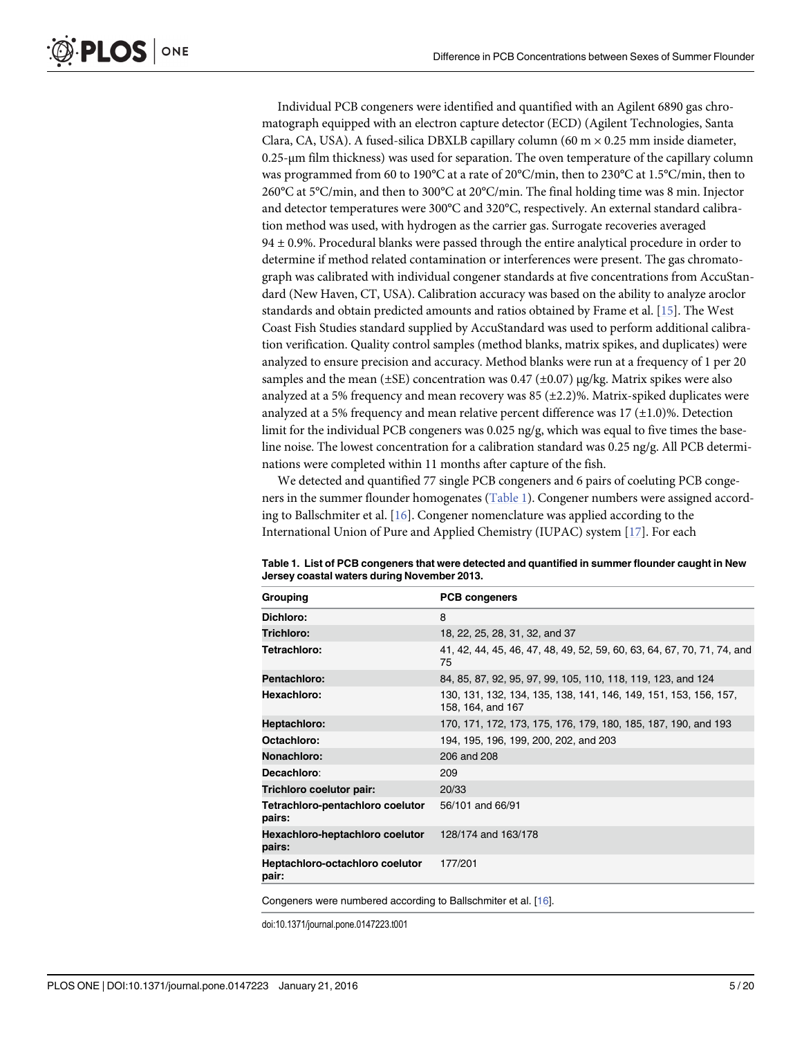Individual PCB congeners were identified and quantified with an Agilent 6890 gas chromatograph equipped with an electron capture detector (ECD) (Agilent Technologies, Santa Clara, CA, USA). A fused-silica DBXLB capillary column (60 m × 0.25 mm inside diameter, 0.25-μm film thickness) was used for separation. The oven temperature of the capillary column was programmed from 60 to 190°C at a rate of 20°C/min, then to 230°C at 1.5°C/min, then to 260°C at 5°C/min, and then to 300°C at 20°C/min. The final holding time was 8 min. Injector and detector temperatures were 300°C and 320°C, respectively. An external standard calibration method was used, with hydrogen as the carrier gas. Surrogate recoveries averaged 94 ± 0.9%. Procedural blanks were passed through the entire analytical procedure in order to determine if method related contamination or interferences were present. The gas chromatograph was calibrated with individual congener standards at five concentrations from AccuStandard (New Haven, CT, USA). Calibration accuracy was based on the ability to analyze aroclor standards and obtain predicted amounts and ratios obtained by Frame et al. [15]. The West Coast Fish Studies standard supplied by AccuStandard was used to perform additional calibration verification. Quality control samples (method blanks, matrix spikes, and duplicates) were analyzed to ensure precision and accuracy. Method blanks were run at a frequency of 1 per 20 samples and the mean (±SE) concentration was 0.47 (±0.07) μg/kg. Matrix spikes were also analyzed at a 5% frequency and mean recovery was 85 (±2.2)%. Matrix-spiked duplicates were analyzed at a 5% frequency and mean relative percent difference was 17 (±1.0)%. Detection limit for the individual PCB congeners was 0.025 ng/g, which was equal to five times the baseline noise. The lowest concentration for a calibration standard was 0.25 ng/g. All PCB determinations were completed within 11 months after capture of the fish.

We detected and quantified 77 single PCB congeners and 6 pairs of coeluting PCB congeners in the summer flounder homogenates (Table 1). Congener numbers were assigned according to Ballschmiter et al. [16]. Congener nomenclature was applied according to the International Union of Pure and Applied Chemistry (IUPAC) system [17]. For each

**Table 1. List of PCB congeners that were detected and quantified in summer flounder caught in New Jersey coastal waters during November 2013.**

| Grouping | PCB congeners |
|---|---|
| **Dichloro:** | 8 |
| **Trichloro:** | 18, 22, 25, 28, 31, 32, and 37 |
| **Tetrachloro:** | 41, 42, 44, 45, 46, 47, 48, 49, 52, 59, 60, 63, 64, 67, 70, 71, 74, and 75 |
| **Pentachloro:** | 84, 85, 87, 92, 95, 97, 99, 105, 110, 118, 119, 123, and 124 |
| **Hexachloro:** | 130, 131, 132, 134, 135, 138, 141, 146, 149, 151, 153, 156, 157, 158, 164, and 167 |
| **Heptachloro:** | 170, 171, 172, 173, 175, 176, 179, 180, 185, 187, 190, and 193 |
| **Octachloro:** | 194, 195, 196, 199, 200, 202, and 203 |
| **Nonachloro:** | 206 and 208 |
| **Decachloro**: | 209 |
| **Trichloro coelutor pair:** | 20/33 |
| **Tetrachloro-pentachloro coelutor pairs:** | 56/101 and 66/91 |
| **Hexachloro-heptachloro coelutor pairs:** | 128/174 and 163/178 |
| **Heptachloro-octachloro coelutor pair:** | 177/201 |

Congeners were numbered according to Ballschmiter et al. [16].

doi:10.1371/journal.pone.0147223.t001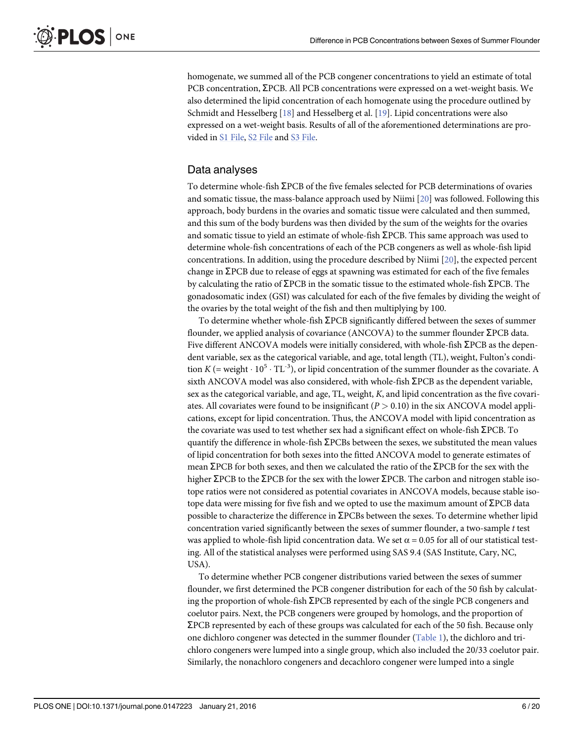homogenate, we summed all of the PCB congener concentrations to yield an estimate of total PCB concentration, ΣPCB. All PCB concentrations were expressed on a wet-weight basis. We also determined the lipid concentration of each homogenate using the procedure outlined by Schmidt and Hesselberg [18] and Hesselberg et al. [19]. Lipid concentrations were also expressed on a wet-weight basis. Results of all of the aforementioned determinations are provided in S1 File, S2 File and S3 File.

## Data analyses

To determine whole-fish ΣPCB of the five females selected for PCB determinations of ovaries and somatic tissue, the mass-balance approach used by Niimi [20] was followed. Following this approach, body burdens in the ovaries and somatic tissue were calculated and then summed, and this sum of the body burdens was then divided by the sum of the weights for the ovaries and somatic tissue to yield an estimate of whole-fish ΣPCB. This same approach was used to determine whole-fish concentrations of each of the PCB congeners as well as whole-fish lipid concentrations. In addition, using the procedure described by Niimi [20], the expected percent change in ΣPCB due to release of eggs at spawning was estimated for each of the five females by calculating the ratio of ΣPCB in the somatic tissue to the estimated whole-fish ΣPCB. The gonadosomatic index (GSI) was calculated for each of the five females by dividing the weight of the ovaries by the total weight of the fish and then multiplying by 100.

To determine whether whole-fish ΣPCB significantly differed between the sexes of summer flounder, we applied analysis of covariance (ANCOVA) to the summer flounder ΣPCB data. Five different ANCOVA models were initially considered, with whole-fish ΣPCB as the dependent variable, sex as the categorical variable, and age, total length (TL), weight, Fulton's condition $K$ (= weight $\cdot$ $10^5$ $\cdot$ $TL^{-3}$), or lipid concentration of the summer flounder as the covariate. A sixth ANCOVA model was also considered, with whole-fish ΣPCB as the dependent variable, sex as the categorical variable, and age, TL, weight, $K$, and lipid concentration as the five covariates. All covariates were found to be insignificant ($P > 0.10$) in the six ANCOVA model applications, except for lipid concentration. Thus, the ANCOVA model with lipid concentration as the covariate was used to test whether sex had a significant effect on whole-fish ΣPCB. To quantify the difference in whole-fish ΣPCBs between the sexes, we substituted the mean values of lipid concentration for both sexes into the fitted ANCOVA model to generate estimates of mean ΣPCB for both sexes, and then we calculated the ratio of the ΣPCB for the sex with the higher ΣPCB to the ΣPCB for the sex with the lower ΣPCB. The carbon and nitrogen stable isotope ratios were not considered as potential covariates in ANCOVA models, because stable isotope data were missing for five fish and we opted to use the maximum amount of ΣPCB data possible to characterize the difference in ΣPCBs between the sexes. To determine whether lipid concentration varied significantly between the sexes of summer flounder, a two-sample $t$ test was applied to whole-fish lipid concentration data. We set $\alpha = 0.05$ for all of our statistical testing. All of the statistical analyses were performed using SAS 9.4 (SAS Institute, Cary, NC, USA).

To determine whether PCB congener distributions varied between the sexes of summer flounder, we first determined the PCB congener distribution for each of the 50 fish by calculating the proportion of whole-fish ΣPCB represented by each of the single PCB congeners and coelutor pairs. Next, the PCB congeners were grouped by homologs, and the proportion of ΣPCB represented by each of these groups was calculated for each of the 50 fish. Because only one dichloro congener was detected in the summer flounder (Table 1), the dichloro and trichloro congeners were lumped into a single group, which also included the 20/33 coelutor pair. Similarly, the nonachloro congeners and decachloro congener were lumped into a single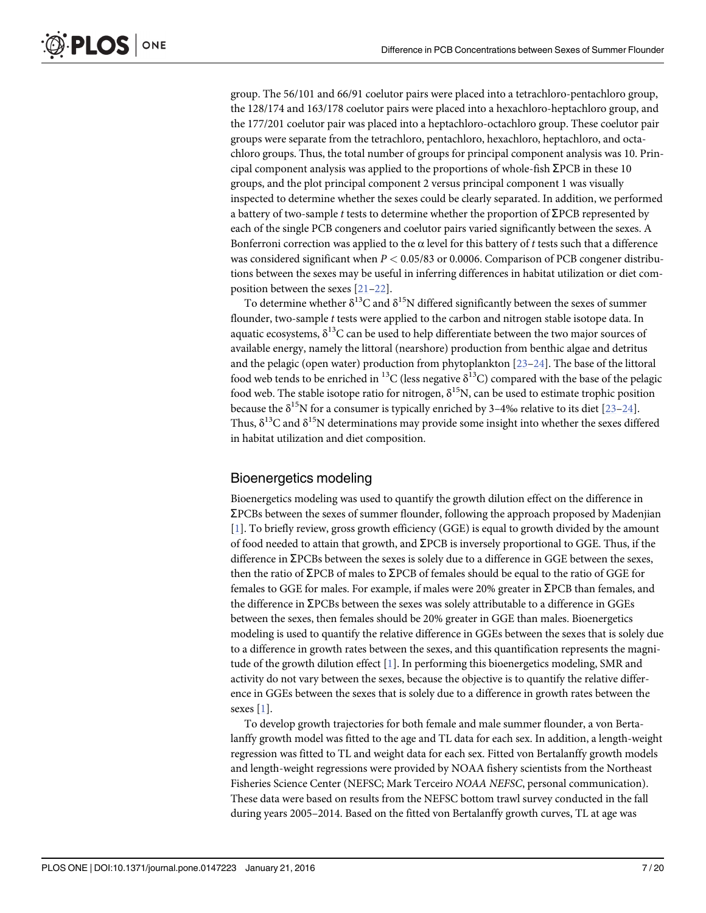group. The 56/101 and 66/91 coelutor pairs were placed into a tetrachloro-pentachloro group, the 128/174 and 163/178 coelutor pairs were placed into a hexachloro-heptachloro group, and the 177/201 coelutor pair was placed into a heptachloro-octachloro group. These coelutor pair groups were separate from the tetrachloro, pentachloro, hexachloro, heptachloro, and octachloro groups. Thus, the total number of groups for principal component analysis was 10. Principal component analysis was applied to the proportions of whole-fish ΣPCB in these 10 groups, and the plot principal component 2 versus principal component 1 was visually inspected to determine whether the sexes could be clearly separated. In addition, we performed a battery of two-sample *t* tests to determine whether the proportion of ΣPCB represented by each of the single PCB congeners and coelutor pairs varied significantly between the sexes. A Bonferroni correction was applied to the α level for this battery of *t* tests such that a difference was considered significant when $P < 0.05/83$ or 0.0006. Comparison of PCB congener distributions between the sexes may be useful in inferring differences in habitat utilization or diet composition between the sexes [21–22].

To determine whether $\delta^{13}C$ and $\delta^{15}N$ differed significantly between the sexes of summer flounder, two-sample *t* tests were applied to the carbon and nitrogen stable isotope data. In aquatic ecosystems, $\delta^{13}C$ can be used to help differentiate between the two major sources of available energy, namely the littoral (nearshore) production from benthic algae and detritus and the pelagic (open water) production from phytoplankton [23–24]. The base of the littoral food web tends to be enriched in $^{13}C$ (less negative $\delta^{13}C$) compared with the base of the pelagic food web. The stable isotope ratio for nitrogen, $\delta^{15}N$, can be used to estimate trophic position because the $\delta^{15}N$ for a consumer is typically enriched by 3–4‰ relative to its diet [23–24]. Thus, $\delta^{13}C$ and $\delta^{15}N$ determinations may provide some insight into whether the sexes differed in habitat utilization and diet composition.

## Bioenergetics modeling

Bioenergetics modeling was used to quantify the growth dilution effect on the difference in ΣPCBs between the sexes of summer flounder, following the approach proposed by Madenjian [1]. To briefly review, gross growth efficiency (GGE) is equal to growth divided by the amount of food needed to attain that growth, and ΣPCB is inversely proportional to GGE. Thus, if the difference in ΣPCBs between the sexes is solely due to a difference in GGE between the sexes, then the ratio of ΣPCB of males to ΣPCB of females should be equal to the ratio of GGE for females to GGE for males. For example, if males were 20% greater in ΣPCB than females, and the difference in ΣPCBs between the sexes was solely attributable to a difference in GGEs between the sexes, then females should be 20% greater in GGE than males. Bioenergetics modeling is used to quantify the relative difference in GGEs between the sexes that is solely due to a difference in growth rates between the sexes, and this quantification represents the magnitude of the growth dilution effect [1]. In performing this bioenergetics modeling, SMR and activity do not vary between the sexes, because the objective is to quantify the relative difference in GGEs between the sexes that is solely due to a difference in growth rates between the sexes [1].

To develop growth trajectories for both female and male summer flounder, a von Bertalanffy growth model was fitted to the age and TL data for each sex. In addition, a length-weight regression was fitted to TL and weight data for each sex. Fitted von Bertalanffy growth models and length-weight regressions were provided by NOAA fishery scientists from the Northeast Fisheries Science Center (NEFSC; Mark Terceiro *NOAA NEFSC*, personal communication). These data were based on results from the NEFSC bottom trawl survey conducted in the fall during years 2005–2014. Based on the fitted von Bertalanffy growth curves, TL at age was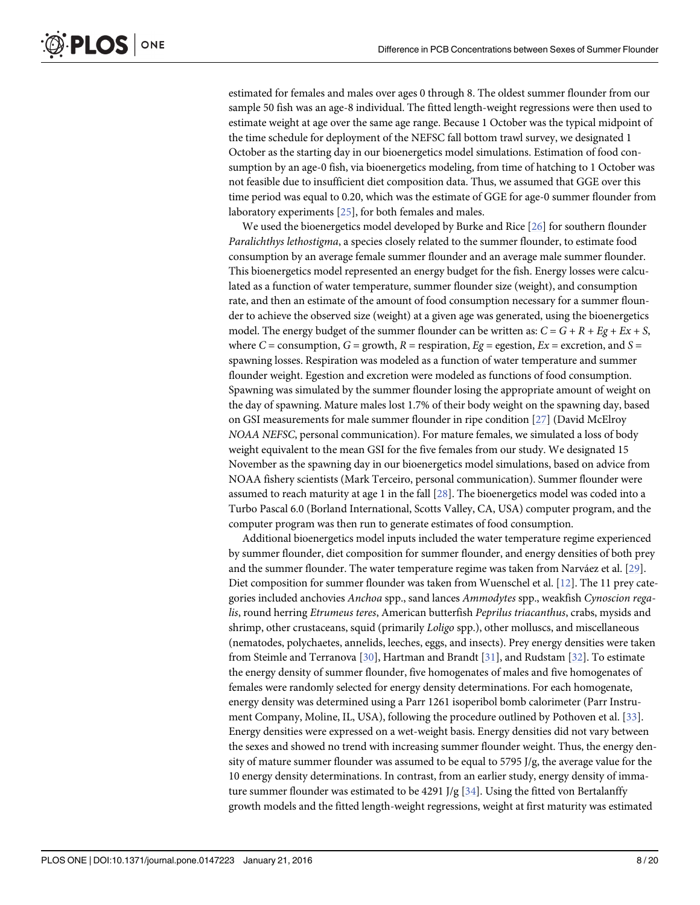estimated for females and males over ages 0 through 8. The oldest summer flounder from our sample 50 fish was an age-8 individual. The fitted length-weight regressions were then used to estimate weight at age over the same age range. Because 1 October was the typical midpoint of the time schedule for deployment of the NEFSC fall bottom trawl survey, we designated 1 October as the starting day in our bioenergetics model simulations. Estimation of food consumption by an age-0 fish, via bioenergetics modeling, from time of hatching to 1 October was not feasible due to insufficient diet composition data. Thus, we assumed that GGE over this time period was equal to 0.20, which was the estimate of GGE for age-0 summer flounder from laboratory experiments [25], for both females and males.

We used the bioenergetics model developed by Burke and Rice [26] for southern flounder *Paralichthys lethostigma*, a species closely related to the summer flounder, to estimate food consumption by an average female summer flounder and an average male summer flounder. This bioenergetics model represented an energy budget for the fish. Energy losses were calculated as a function of water temperature, summer flounder size (weight), and consumption rate, and then an estimate of the amount of food consumption necessary for a summer flounder to achieve the observed size (weight) at a given age was generated, using the bioenergetics model. The energy budget of the summer flounder can be written as: $C = G + R + Eg + Ex + S$, where $C$ = consumption, $G$ = growth, $R$ = respiration, $Eg$ = egestion, $Ex$ = excretion, and $S$ = spawning losses. Respiration was modeled as a function of water temperature and summer flounder weight. Egestion and excretion were modeled as functions of food consumption. Spawning was simulated by the summer flounder losing the appropriate amount of weight on the day of spawning. Mature males lost 1.7% of their body weight on the spawning day, based on GSI measurements for male summer flounder in ripe condition [27] (David McElroy *NOAA NEFSC*, personal communication). For mature females, we simulated a loss of body weight equivalent to the mean GSI for the five females from our study. We designated 15 November as the spawning day in our bioenergetics model simulations, based on advice from NOAA fishery scientists (Mark Terceiro, personal communication). Summer flounder were assumed to reach maturity at age 1 in the fall [28]. The bioenergetics model was coded into a Turbo Pascal 6.0 (Borland International, Scotts Valley, CA, USA) computer program, and the computer program was then run to generate estimates of food consumption.

Additional bioenergetics model inputs included the water temperature regime experienced by summer flounder, diet composition for summer flounder, and energy densities of both prey and the summer flounder. The water temperature regime was taken from Narváez et al. [29]. Diet composition for summer flounder was taken from Wuenschel et al. [12]. The 11 prey categories included anchovies *Anchoa* spp., sand lances *Ammodytes* spp., weakfish *Cynoscion regalis*, round herring *Etrumeus teres*, American butterfish *Peprilus triacanthus*, crabs, mysids and shrimp, other crustaceans, squid (primarily *Loligo* spp.), other molluscs, and miscellaneous (nematodes, polychaetes, annelids, leeches, eggs, and insects). Prey energy densities were taken from Steimle and Terranova [30], Hartman and Brandt [31], and Rudstam [32]. To estimate the energy density of summer flounder, five homogenates of males and five homogenates of females were randomly selected for energy density determinations. For each homogenate, energy density was determined using a Parr 1261 isoperibol bomb calorimeter (Parr Instrument Company, Moline, IL, USA), following the procedure outlined by Pothoven et al. [33]. Energy densities were expressed on a wet-weight basis. Energy densities did not vary between the sexes and showed no trend with increasing summer flounder weight. Thus, the energy density of mature summer flounder was assumed to be equal to 5795 J/g, the average value for the 10 energy density determinations. In contrast, from an earlier study, energy density of immature summer flounder was estimated to be 4291 J/g [34]. Using the fitted von Bertalanffy growth models and the fitted length-weight regressions, weight at first maturity was estimated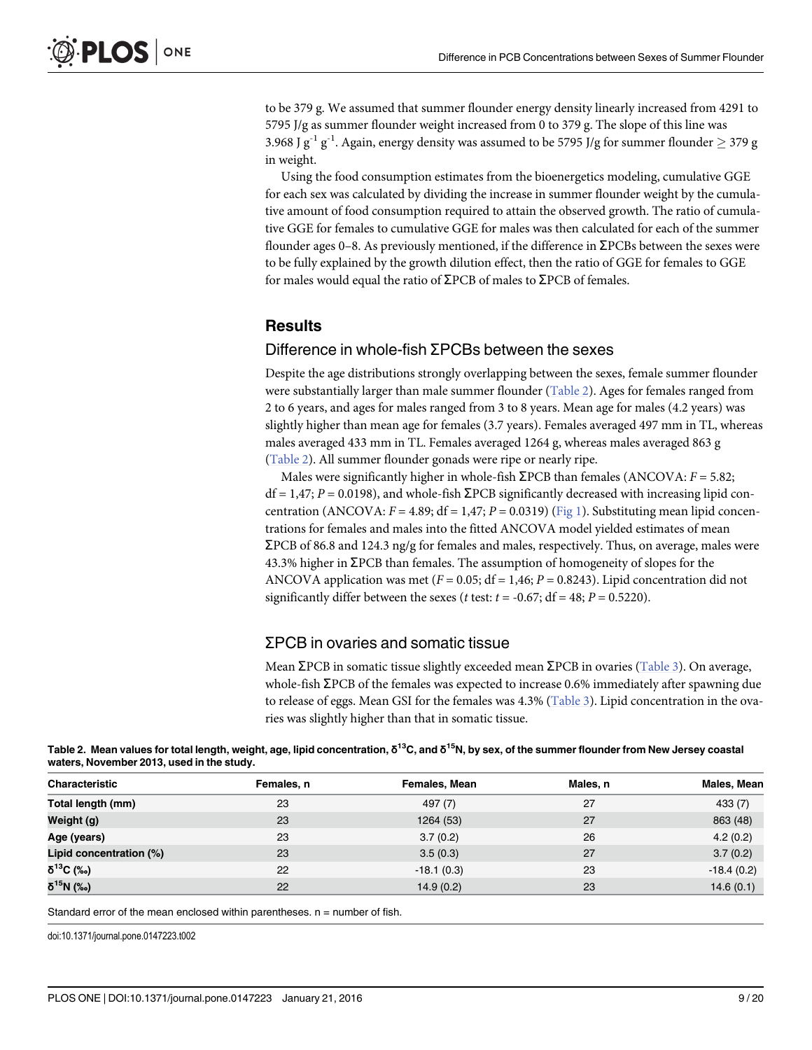to be 379 g. We assumed that summer flounder energy density linearly increased from 4291 to 5795 J/g as summer flounder weight increased from 0 to 379 g. The slope of this line was 3.968 J $g^{-1}$ $g^{-1}$. Again, energy density was assumed to be 5795 J/g for summer flounder $\geq$ 379 g in weight.

Using the food consumption estimates from the bioenergetics modeling, cumulative GGE for each sex was calculated by dividing the increase in summer flounder weight by the cumulative amount of food consumption required to attain the observed growth. The ratio of cumulative GGE for females to cumulative GGE for males was then calculated for each of the summer flounder ages 0–8. As previously mentioned, if the difference in ΣPCBs between the sexes were to be fully explained by the growth dilution effect, then the ratio of GGE for females to GGE for males would equal the ratio of ΣPCB of males to ΣPCB of females.

## Results

### Difference in whole-fish ΣPCBs between the sexes

Despite the age distributions strongly overlapping between the sexes, female summer flounder were substantially larger than male summer flounder (Table 2). Ages for females ranged from 2 to 6 years, and ages for males ranged from 3 to 8 years. Mean age for males (4.2 years) was slightly higher than mean age for females (3.7 years). Females averaged 497 mm in TL, whereas males averaged 433 mm in TL. Females averaged 1264 g, whereas males averaged 863 g (Table 2). All summer flounder gonads were ripe or nearly ripe.

Males were significantly higher in whole-fish ΣPCB than females (ANCOVA: $F = 5.82$; df = 1,47; $P = 0.0198$), and whole-fish ΣPCB significantly decreased with increasing lipid concentration (ANCOVA: $F = 4.89$; df = 1,47; $P = 0.0319$) (Fig 1). Substituting mean lipid concentrations for females and males into the fitted ANCOVA model yielded estimates of mean ΣPCB of 86.8 and 124.3 ng/g for females and males, respectively. Thus, on average, males were 43.3% higher in ΣPCB than females. The assumption of homogeneity of slopes for the ANCOVA application was met ($F = 0.05$; df = 1,46; $P = 0.8243$). Lipid concentration did not significantly differ between the sexes (*t* test: $t = -0.67$; df = 48; $P = 0.5220$).

### ΣPCB in ovaries and somatic tissue

Mean ΣPCB in somatic tissue slightly exceeded mean ΣPCB in ovaries (Table 3). On average, whole-fish ΣPCB of the females was expected to increase 0.6% immediately after spawning due to release of eggs. Mean GSI for the females was 4.3% (Table 3). Lipid concentration in the ovaries was slightly higher than that in somatic tissue.

**Table 2. Mean values for total length, weight, age, lipid concentration, $\delta^{13}C$, and $\delta^{15}N$, by sex, of the summer flounder from New Jersey coastal waters, November 2013, used in the study.**

| Characteristic | Females, n | Females, Mean | Males, n | Males, Mean |
|---|---|---|---|---|
| Total length (mm) | 23 | 497 (7) | 27 | 433 (7) |
| Weight (g) | 23 | 1264 (53) | 27 | 863 (48) |
| Age (years) | 23 | 3.7 (0.2) | 26 | 4.2 (0.2) |
| Lipid concentration (%) | 23 | 3.5 (0.3) | 27 | 3.7 (0.2) |
| $\delta^{13}C$ (‰) | 22 | -18.1 (0.3) | 23 | -18.4 (0.2) |
| $\delta^{15}N$ (‰) | 22 | 14.9 (0.2) | 23 | 14.6 (0.1) |

Standard error of the mean enclosed within parentheses. n = number of fish.

doi:10.1371/journal.pone.0147223.t002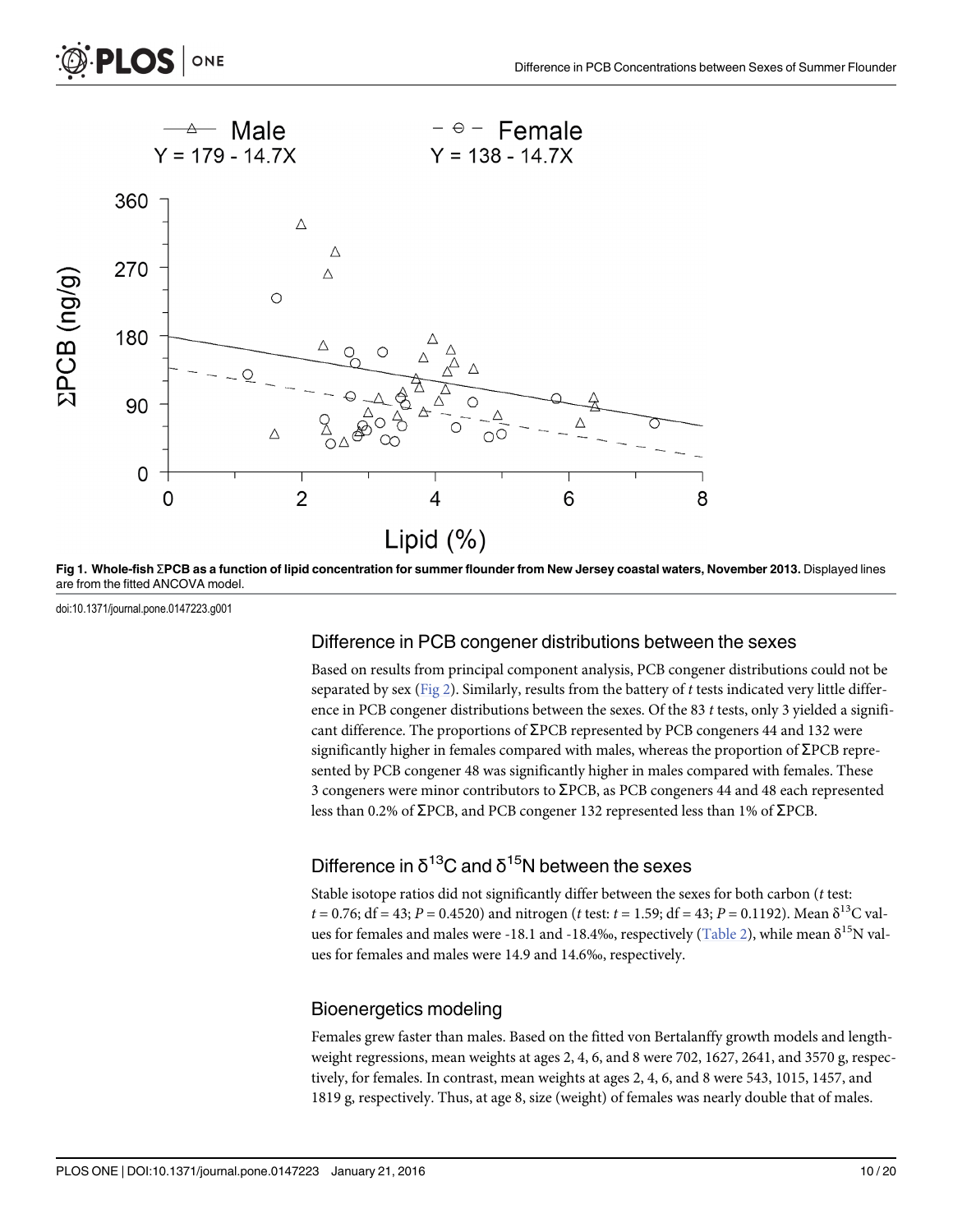Fig 1. **Whole-fish ΣPCB as a function of lipid concentration for summer flounder from New Jersey coastal waters, November 2013.** Displayed lines are from the fitted ANCOVA model.

doi:10.1371/journal.pone.0147223.g001

## Difference in PCB congener distributions between the sexes

Based on results from principal component analysis, PCB congener distributions could not be separated by sex (Fig 2). Similarly, results from the battery of *t* tests indicated very little difference in PCB congener distributions between the sexes. Of the 83 *t* tests, only 3 yielded a significant difference. The proportions of ΣPCB represented by PCB congeners 44 and 132 were significantly higher in females compared with males, whereas the proportion of ΣPCB represented by PCB congener 48 was significantly higher in males compared with females. These 3 congeners were minor contributors to ΣPCB, as PCB congeners 44 and 48 each represented less than 0.2% of ΣPCB, and PCB congener 132 represented less than 1% of ΣPCB.

## Difference in $\delta^{13}C$ and $\delta^{15}N$ between the sexes

Stable isotope ratios did not significantly differ between the sexes for both carbon (*t* test: $t = 0.76$; df = 43; $P = 0.4520$) and nitrogen (*t* test: $t = 1.59$; df = 43; $P = 0.1192$). Mean $\delta^{13}C$ values for females and males were -18.1 and -18.4‰, respectively (Table 2), while mean $\delta^{15}N$ values for females and males were 14.9 and 14.6‰, respectively.

## Bioenergetics modeling

Females grew faster than males. Based on the fitted von Bertalanffy growth models and length-weight regressions, mean weights at ages 2, 4, 6, and 8 were 702, 1627, 2641, and 3570 g, respectively, for females. In contrast, mean weights at ages 2, 4, 6, and 8 were 543, 1015, 1457, and 1819 g, respectively. Thus, at age 8, size (weight) of females was nearly double that of males.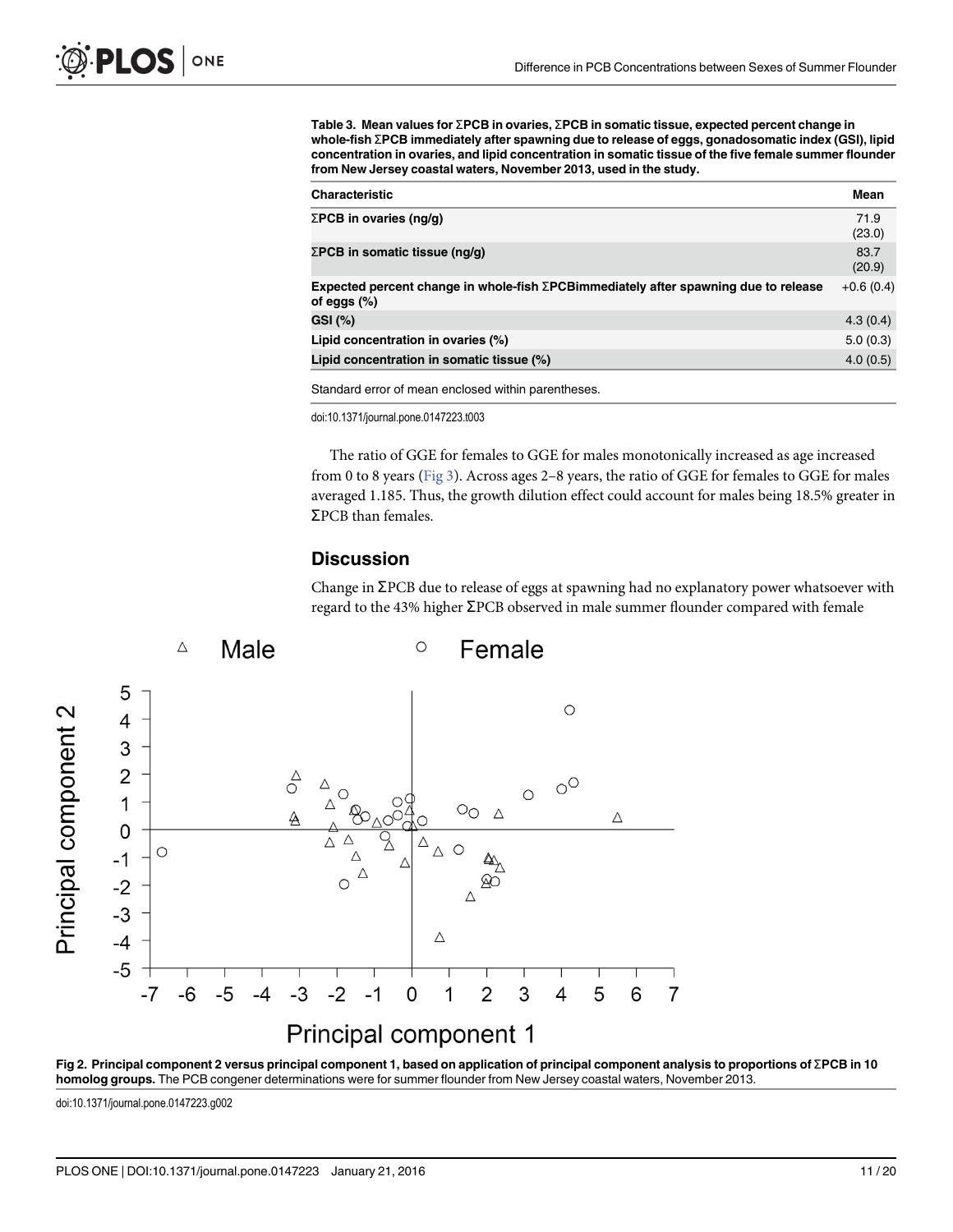**Table 3. Mean values for ΣPCB in ovaries, ΣPCB in somatic tissue, expected percent change in whole-fish ΣPCB immediately after spawning due to release of eggs, gonadosomatic index (GSI), lipid concentration in ovaries, and lipid concentration in somatic tissue of the five female summer flounder from New Jersey coastal waters, November 2013, used in the study.**

| Characteristic | Mean |
|---|---|
| ΣPCB in ovaries (ng/g) | 71.9 (23.0) |
| ΣPCB in somatic tissue (ng/g) | 83.7 (20.9) |
| Expected percent change in whole-fish ΣPCBimmediately after spawning due to release of eggs (%) | +0.6 (0.4) |
| GSI (%) | 4.3 (0.4) |
| Lipid concentration in ovaries (%) | 5.0 (0.3) |
| Lipid concentration in somatic tissue (%) | 4.0 (0.5) |

Standard error of mean enclosed within parentheses.

doi:10.1371/journal.pone.0147223.t003

The ratio of GGE for females to GGE for males monotonically increased as age increased from 0 to 8 years (Fig 3). Across ages 2–8 years, the ratio of GGE for females to GGE for males averaged 1.185. Thus, the growth dilution effect could account for males being 18.5% greater in ΣPCB than females.

## Discussion

Change in ΣPCB due to release of eggs at spawning had no explanatory power whatsoever with regard to the 43% higher ΣPCB observed in male summer flounder compared with female

**Fig 2. Principal component 2 versus principal component 1, based on application of principal component analysis to proportions of ΣPCB in 10 homolog groups.** The PCB congener determinations were for summer flounder from New Jersey coastal waters, November 2013.

doi:10.1371/journal.pone.0147223.g002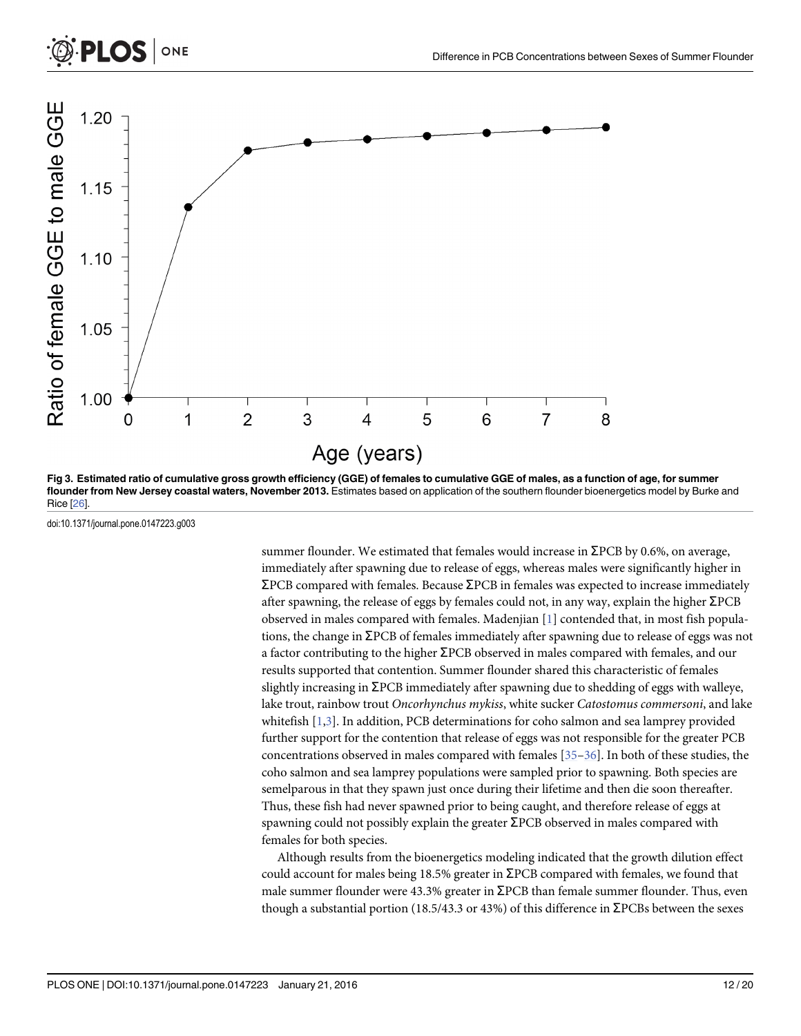**Fig 3. Estimated ratio of cumulative gross growth efficiency (GGE) of females to cumulative GGE of males, as a function of age, for summer flounder from New Jersey coastal waters, November 2013.** Estimates based on application of the southern flounder bioenergetics model by Burke and Rice [26].

doi:10.1371/journal.pone.0147223.g003

summer flounder. We estimated that females would increase in ΣPCB by 0.6%, on average, immediately after spawning due to release of eggs, whereas males were significantly higher in ΣPCB compared with females. Because ΣPCB in females was expected to increase immediately after spawning, the release of eggs by females could not, in any way, explain the higher ΣPCB observed in males compared with females. Madenjian [1] contended that, in most fish populations, the change in ΣPCB of females immediately after spawning due to release of eggs was not a factor contributing to the higher ΣPCB observed in males compared with females, and our results supported that contention. Summer flounder shared this characteristic of females slightly increasing in ΣPCB immediately after spawning due to shedding of eggs with walleye, lake trout, rainbow trout *Oncorhynchus mykiss*, white sucker *Catostomus commersoni*, and lake whitefish [1,3]. In addition, PCB determinations for coho salmon and sea lamprey provided further support for the contention that release of eggs was not responsible for the greater PCB concentrations observed in males compared with females [35–36]. In both of these studies, the coho salmon and sea lamprey populations were sampled prior to spawning. Both species are semelparous in that they spawn just once during their lifetime and then die soon thereafter. Thus, these fish had never spawned prior to being caught, and therefore release of eggs at spawning could not possibly explain the greater ΣPCB observed in males compared with females for both species.

Although results from the bioenergetics modeling indicated that the growth dilution effect could account for males being 18.5% greater in ΣPCB compared with females, we found that male summer flounder were 43.3% greater in ΣPCB than female summer flounder. Thus, even though a substantial portion (18.5/43.3 or 43%) of this difference in ΣPCBs between the sexes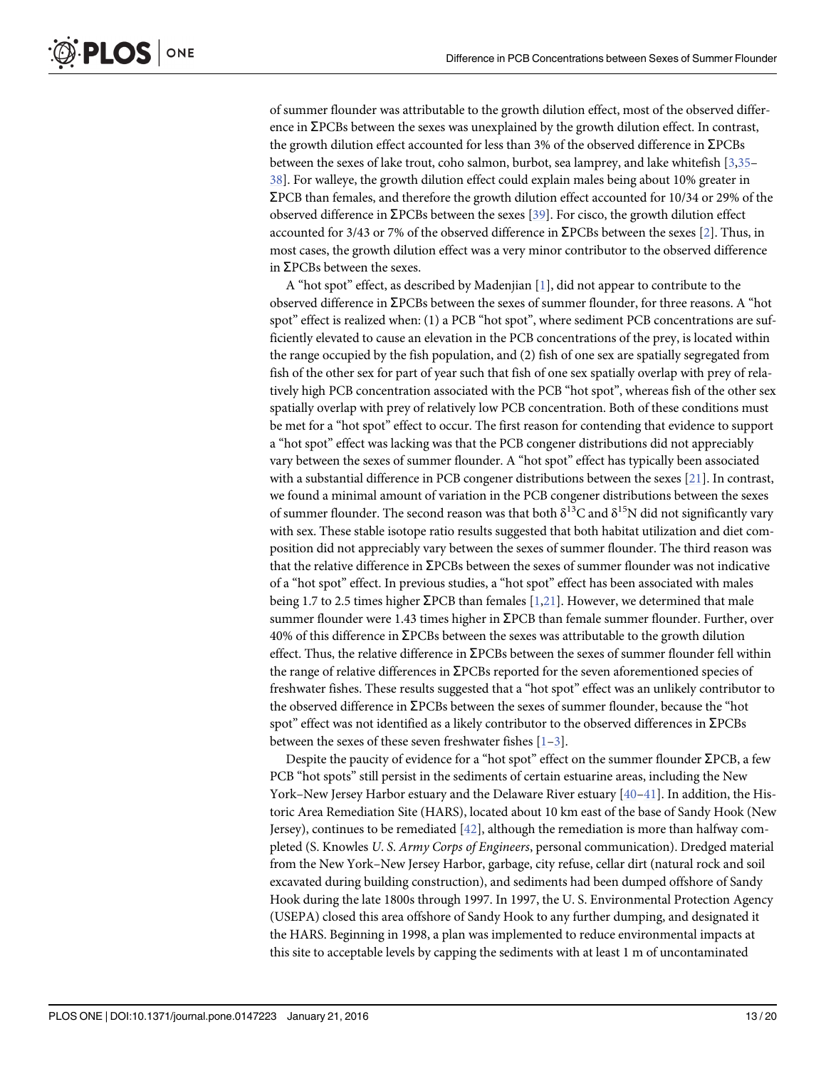of summer flounder was attributable to the growth dilution effect, most of the observed difference in ΣPCBs between the sexes was unexplained by the growth dilution effect. In contrast, the growth dilution effect accounted for less than 3% of the observed difference in ΣPCBs between the sexes of lake trout, coho salmon, burbot, sea lamprey, and lake whitefish [3,35–38]. For walleye, the growth dilution effect could explain males being about 10% greater in ΣPCB than females, and therefore the growth dilution effect accounted for 10/34 or 29% of the observed difference in ΣPCBs between the sexes [39]. For cisco, the growth dilution effect accounted for 3/43 or 7% of the observed difference in ΣPCBs between the sexes [2]. Thus, in most cases, the growth dilution effect was a very minor contributor to the observed difference in ΣPCBs between the sexes.

A "hot spot" effect, as described by Madenjian [1], did not appear to contribute to the observed difference in ΣPCBs between the sexes of summer flounder, for three reasons. A "hot spot" effect is realized when: (1) a PCB "hot spot", where sediment PCB concentrations are sufficiently elevated to cause an elevation in the PCB concentrations of the prey, is located within the range occupied by the fish population, and (2) fish of one sex are spatially segregated from fish of the other sex for part of year such that fish of one sex spatially overlap with prey of relatively high PCB concentration associated with the PCB "hot spot", whereas fish of the other sex spatially overlap with prey of relatively low PCB concentration. Both of these conditions must be met for a "hot spot" effect to occur. The first reason for contending that evidence to support a "hot spot" effect was lacking was that the PCB congener distributions did not appreciably vary between the sexes of summer flounder. A "hot spot" effect has typically been associated with a substantial difference in PCB congener distributions between the sexes [21]. In contrast, we found a minimal amount of variation in the PCB congener distributions between the sexes of summer flounder. The second reason was that both $\delta^{13}C$ and $\delta^{15}N$ did not significantly vary with sex. These stable isotope ratio results suggested that both habitat utilization and diet composition did not appreciably vary between the sexes of summer flounder. The third reason was that the relative difference in ΣPCBs between the sexes of summer flounder was not indicative of a "hot spot" effect. In previous studies, a "hot spot" effect has been associated with males being 1.7 to 2.5 times higher ΣPCB than females [1,21]. However, we determined that male summer flounder were 1.43 times higher in ΣPCB than female summer flounder. Further, over 40% of this difference in ΣPCBs between the sexes was attributable to the growth dilution effect. Thus, the relative difference in ΣPCBs between the sexes of summer flounder fell within the range of relative differences in ΣPCBs reported for the seven aforementioned species of freshwater fishes. These results suggested that a "hot spot" effect was an unlikely contributor to the observed difference in ΣPCBs between the sexes of summer flounder, because the "hot spot" effect was not identified as a likely contributor to the observed differences in ΣPCBs between the sexes of these seven freshwater fishes [1–3].

Despite the paucity of evidence for a "hot spot" effect on the summer flounder ΣPCB, a few PCB "hot spots" still persist in the sediments of certain estuarine areas, including the New York–New Jersey Harbor estuary and the Delaware River estuary [40–41]. In addition, the Historic Area Remediation Site (HARS), located about 10 km east of the base of Sandy Hook (New Jersey), continues to be remediated [42], although the remediation is more than halfway completed (S. Knowles *U. S. Army Corps of Engineers*, personal communication). Dredged material from the New York–New Jersey Harbor, garbage, city refuse, cellar dirt (natural rock and soil excavated during building construction), and sediments had been dumped offshore of Sandy Hook during the late 1800s through 1997. In 1997, the U. S. Environmental Protection Agency (USEPA) closed this area offshore of Sandy Hook to any further dumping, and designated it the HARS. Beginning in 1998, a plan was implemented to reduce environmental impacts at this site to acceptable levels by capping the sediments with at least 1 m of uncontaminated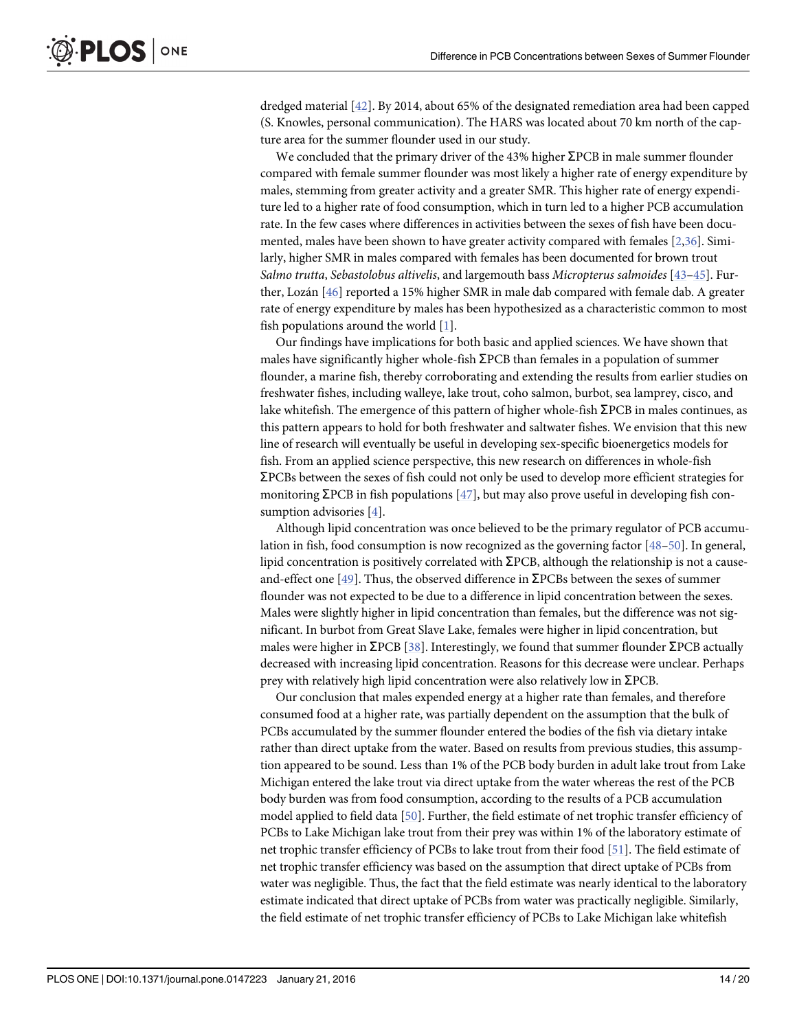dredged material [42]. By 2014, about 65% of the designated remediation area had been capped (S. Knowles, personal communication). The HARS was located about 70 km north of the capture area for the summer flounder used in our study.

We concluded that the primary driver of the 43% higher ΣPCB in male summer flounder compared with female summer flounder was most likely a higher rate of energy expenditure by males, stemming from greater activity and a greater SMR. This higher rate of energy expenditure led to a higher rate of food consumption, which in turn led to a higher PCB accumulation rate. In the few cases where differences in activities between the sexes of fish have been documented, males have been shown to have greater activity compared with females [2,36]. Similarly, higher SMR in males compared with females has been documented for brown trout *Salmo trutta*, *Sebastolobus altivelis*, and largemouth bass *Micropterus salmoides* [43–45]. Further, Lozán [46] reported a 15% higher SMR in male dab compared with female dab. A greater rate of energy expenditure by males has been hypothesized as a characteristic common to most fish populations around the world [1].

Our findings have implications for both basic and applied sciences. We have shown that males have significantly higher whole-fish ΣPCB than females in a population of summer flounder, a marine fish, thereby corroborating and extending the results from earlier studies on freshwater fishes, including walleye, lake trout, coho salmon, burbot, sea lamprey, cisco, and lake whitefish. The emergence of this pattern of higher whole-fish ΣPCB in males continues, as this pattern appears to hold for both freshwater and saltwater fishes. We envision that this new line of research will eventually be useful in developing sex-specific bioenergetics models for fish. From an applied science perspective, this new research on differences in whole-fish ΣPCBs between the sexes of fish could not only be used to develop more efficient strategies for monitoring ΣPCB in fish populations [47], but may also prove useful in developing fish consumption advisories [4].

Although lipid concentration was once believed to be the primary regulator of PCB accumulation in fish, food consumption is now recognized as the governing factor [48–50]. In general, lipid concentration is positively correlated with ΣPCB, although the relationship is not a cause-and-effect one [49]. Thus, the observed difference in ΣPCBs between the sexes of summer flounder was not expected to be due to a difference in lipid concentration between the sexes. Males were slightly higher in lipid concentration than females, but the difference was not significant. In burbot from Great Slave Lake, females were higher in lipid concentration, but males were higher in ΣPCB [38]. Interestingly, we found that summer flounder ΣPCB actually decreased with increasing lipid concentration. Reasons for this decrease were unclear. Perhaps prey with relatively high lipid concentration were also relatively low in ΣPCB.

Our conclusion that males expended energy at a higher rate than females, and therefore consumed food at a higher rate, was partially dependent on the assumption that the bulk of PCBs accumulated by the summer flounder entered the bodies of the fish via dietary intake rather than direct uptake from the water. Based on results from previous studies, this assumption appeared to be sound. Less than 1% of the PCB body burden in adult lake trout from Lake Michigan entered the lake trout via direct uptake from the water whereas the rest of the PCB body burden was from food consumption, according to the results of a PCB accumulation model applied to field data [50]. Further, the field estimate of net trophic transfer efficiency of PCBs to Lake Michigan lake trout from their prey was within 1% of the laboratory estimate of net trophic transfer efficiency of PCBs to lake trout from their food [51]. The field estimate of net trophic transfer efficiency was based on the assumption that direct uptake of PCBs from water was negligible. Thus, the fact that the field estimate was nearly identical to the laboratory estimate indicated that direct uptake of PCBs from water was practically negligible. Similarly, the field estimate of net trophic transfer efficiency of PCBs to Lake Michigan lake whitefish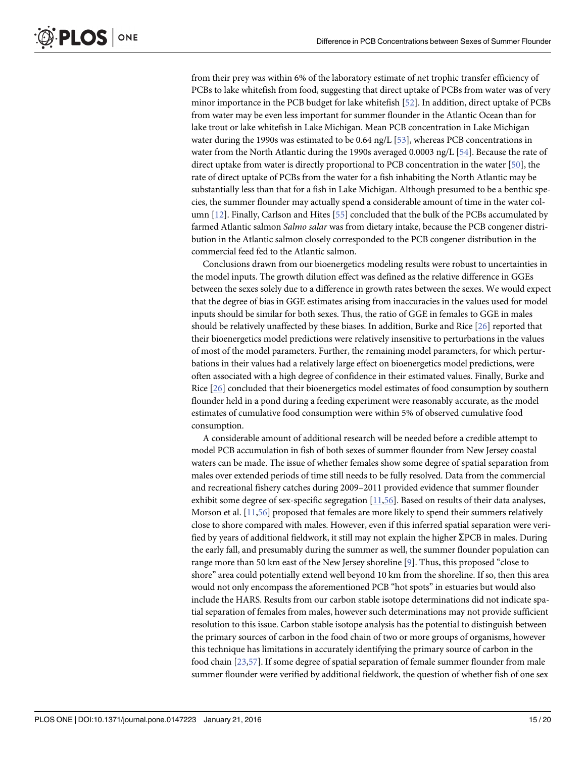from their prey was within 6% of the laboratory estimate of net trophic transfer efficiency of PCBs to lake whitefish from food, suggesting that direct uptake of PCBs from water was of very minor importance in the PCB budget for lake whitefish [52]. In addition, direct uptake of PCBs from water may be even less important for summer flounder in the Atlantic Ocean than for lake trout or lake whitefish in Lake Michigan. Mean PCB concentration in Lake Michigan water during the 1990s was estimated to be 0.64 ng/L [53], whereas PCB concentrations in water from the North Atlantic during the 1990s averaged 0.0003 ng/L [54]. Because the rate of direct uptake from water is directly proportional to PCB concentration in the water [50], the rate of direct uptake of PCBs from the water for a fish inhabiting the North Atlantic may be substantially less than that for a fish in Lake Michigan. Although presumed to be a benthic species, the summer flounder may actually spend a considerable amount of time in the water column [12]. Finally, Carlson and Hites [55] concluded that the bulk of the PCBs accumulated by farmed Atlantic salmon *Salmo salar* was from dietary intake, because the PCB congener distribution in the Atlantic salmon closely corresponded to the PCB congener distribution in the commercial feed fed to the Atlantic salmon.

Conclusions drawn from our bioenergetics modeling results were robust to uncertainties in the model inputs. The growth dilution effect was defined as the relative difference in GGEs between the sexes solely due to a difference in growth rates between the sexes. We would expect that the degree of bias in GGE estimates arising from inaccuracies in the values used for model inputs should be similar for both sexes. Thus, the ratio of GGE in females to GGE in males should be relatively unaffected by these biases. In addition, Burke and Rice [26] reported that their bioenergetics model predictions were relatively insensitive to perturbations in the values of most of the model parameters. Further, the remaining model parameters, for which perturbations in their values had a relatively large effect on bioenergetics model predictions, were often associated with a high degree of confidence in their estimated values. Finally, Burke and Rice [26] concluded that their bioenergetics model estimates of food consumption by southern flounder held in a pond during a feeding experiment were reasonably accurate, as the model estimates of cumulative food consumption were within 5% of observed cumulative food consumption.

A considerable amount of additional research will be needed before a credible attempt to model PCB accumulation in fish of both sexes of summer flounder from New Jersey coastal waters can be made. The issue of whether females show some degree of spatial separation from males over extended periods of time still needs to be fully resolved. Data from the commercial and recreational fishery catches during 2009–2011 provided evidence that summer flounder exhibit some degree of sex-specific segregation [11,56]. Based on results of their data analyses, Morson et al. [11,56] proposed that females are more likely to spend their summers relatively close to shore compared with males. However, even if this inferred spatial separation were verified by years of additional fieldwork, it still may not explain the higher ΣPCB in males. During the early fall, and presumably during the summer as well, the summer flounder population can range more than 50 km east of the New Jersey shoreline [9]. Thus, this proposed "close to shore" area could potentially extend well beyond 10 km from the shoreline. If so, then this area would not only encompass the aforementioned PCB "hot spots" in estuaries but would also include the HARS. Results from our carbon stable isotope determinations did not indicate spatial separation of females from males, however such determinations may not provide sufficient resolution to this issue. Carbon stable isotope analysis has the potential to distinguish between the primary sources of carbon in the food chain of two or more groups of organisms, however this technique has limitations in accurately identifying the primary source of carbon in the food chain [23,57]. If some degree of spatial separation of female summer flounder from male summer flounder were verified by additional fieldwork, the question of whether fish of one sex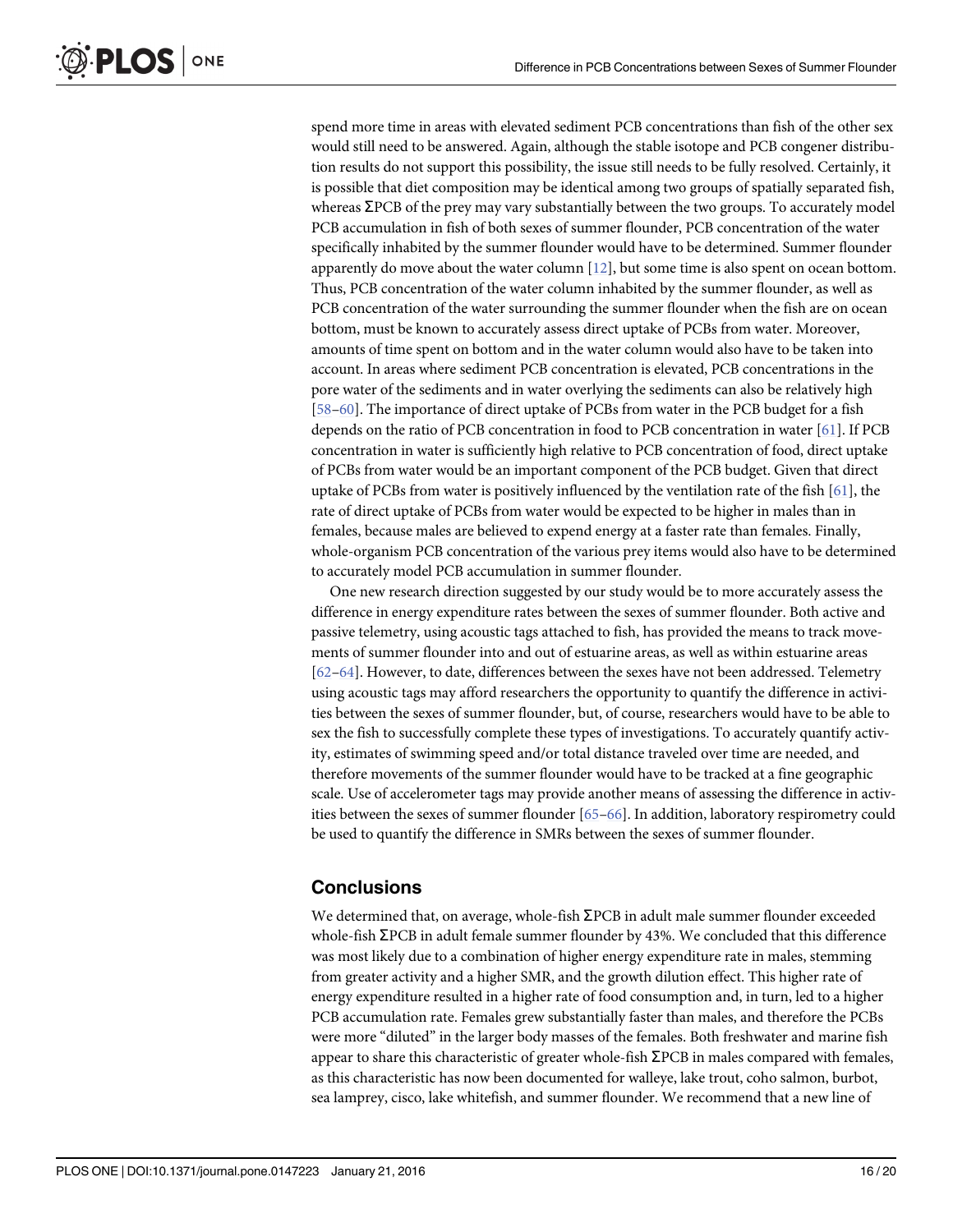spend more time in areas with elevated sediment PCB concentrations than fish of the other sex would still need to be answered. Again, although the stable isotope and PCB congener distribution results do not support this possibility, the issue still needs to be fully resolved. Certainly, it is possible that diet composition may be identical among two groups of spatially separated fish, whereas ΣPCB of the prey may vary substantially between the two groups. To accurately model PCB accumulation in fish of both sexes of summer flounder, PCB concentration of the water specifically inhabited by the summer flounder would have to be determined. Summer flounder apparently do move about the water column [12], but some time is also spent on ocean bottom. Thus, PCB concentration of the water column inhabited by the summer flounder, as well as PCB concentration of the water surrounding the summer flounder when the fish are on ocean bottom, must be known to accurately assess direct uptake of PCBs from water. Moreover, amounts of time spent on bottom and in the water column would also have to be taken into account. In areas where sediment PCB concentration is elevated, PCB concentrations in the pore water of the sediments and in water overlying the sediments can also be relatively high [58–60]. The importance of direct uptake of PCBs from water in the PCB budget for a fish depends on the ratio of PCB concentration in food to PCB concentration in water [61]. If PCB concentration in water is sufficiently high relative to PCB concentration of food, direct uptake of PCBs from water would be an important component of the PCB budget. Given that direct uptake of PCBs from water is positively influenced by the ventilation rate of the fish [61], the rate of direct uptake of PCBs from water would be expected to be higher in males than in females, because males are believed to expend energy at a faster rate than females. Finally, whole-organism PCB concentration of the various prey items would also have to be determined to accurately model PCB accumulation in summer flounder.

One new research direction suggested by our study would be to more accurately assess the difference in energy expenditure rates between the sexes of summer flounder. Both active and passive telemetry, using acoustic tags attached to fish, has provided the means to track movements of summer flounder into and out of estuarine areas, as well as within estuarine areas [62–64]. However, to date, differences between the sexes have not been addressed. Telemetry using acoustic tags may afford researchers the opportunity to quantify the difference in activities between the sexes of summer flounder, but, of course, researchers would have to be able to sex the fish to successfully complete these types of investigations. To accurately quantify activity, estimates of swimming speed and/or total distance traveled over time are needed, and therefore movements of the summer flounder would have to be tracked at a fine geographic scale. Use of accelerometer tags may provide another means of assessing the difference in activities between the sexes of summer flounder [65–66]. In addition, laboratory respirometry could be used to quantify the difference in SMRs between the sexes of summer flounder.

## Conclusions

We determined that, on average, whole-fish ΣPCB in adult male summer flounder exceeded whole-fish ΣPCB in adult female summer flounder by 43%. We concluded that this difference was most likely due to a combination of higher energy expenditure rate in males, stemming from greater activity and a higher SMR, and the growth dilution effect. This higher rate of energy expenditure resulted in a higher rate of food consumption and, in turn, led to a higher PCB accumulation rate. Females grew substantially faster than males, and therefore the PCBs were more "diluted" in the larger body masses of the females. Both freshwater and marine fish appear to share this characteristic of greater whole-fish ΣPCB in males compared with females, as this characteristic has now been documented for walleye, lake trout, coho salmon, burbot, sea lamprey, cisco, lake whitefish, and summer flounder. We recommend that a new line of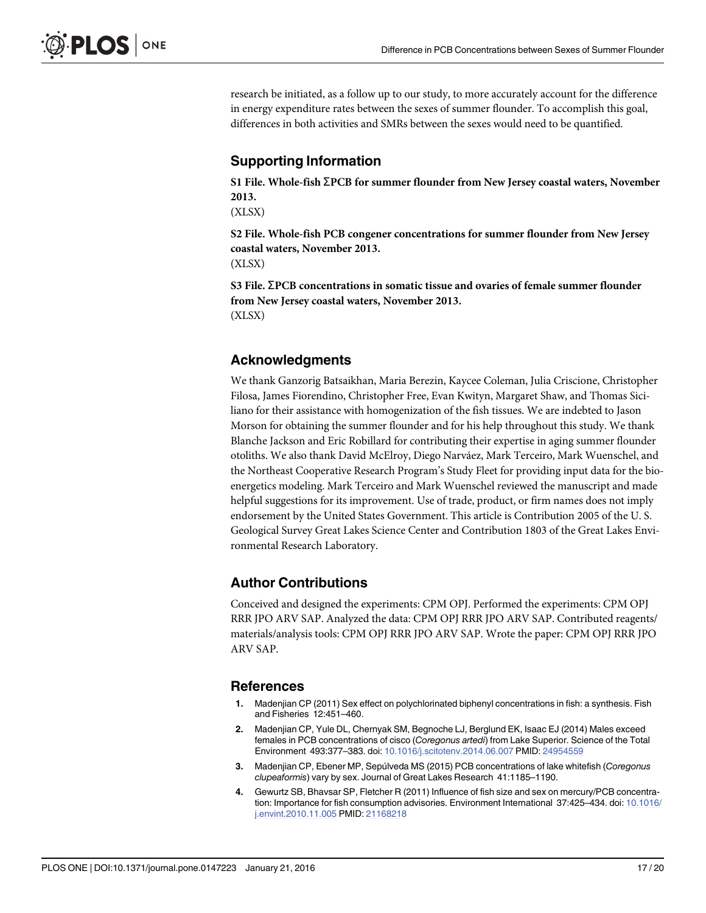research be initiated, as a follow up to our study, to more accurately account for the difference in energy expenditure rates between the sexes of summer flounder. To accomplish this goal, differences in both activities and SMRs between the sexes would need to be quantified.

## Supporting Information

**S1 File. Whole-fish ΣPCB for summer flounder from New Jersey coastal waters, November 2013.**
(XLSX)

**S2 File. Whole-fish PCB congener concentrations for summer flounder from New Jersey coastal waters, November 2013.**
(XLSX)

**S3 File. ΣPCB concentrations in somatic tissue and ovaries of female summer flounder from New Jersey coastal waters, November 2013.**
(XLSX)

## Acknowledgments

We thank Ganzorig Batsaikhan, Maria Berezin, Kaycee Coleman, Julia Criscione, Christopher Filosa, James Fiorendino, Christopher Free, Evan Kwityn, Margaret Shaw, and Thomas Siciliano for their assistance with homogenization of the fish tissues. We are indebted to Jason Morson for obtaining the summer flounder and for his help throughout this study. We thank Blanche Jackson and Eric Robillard for contributing their expertise in aging summer flounder otoliths. We also thank David McElroy, Diego Narváez, Mark Terceiro, Mark Wuenschel, and the Northeast Cooperative Research Program's Study Fleet for providing input data for the bioenergetics modeling. Mark Terceiro and Mark Wuenschel reviewed the manuscript and made helpful suggestions for its improvement. Use of trade, product, or firm names does not imply endorsement by the United States Government. This article is Contribution 2005 of the U. S. Geological Survey Great Lakes Science Center and Contribution 1803 of the Great Lakes Environmental Research Laboratory.

## Author Contributions

Conceived and designed the experiments: CPM OPJ. Performed the experiments: CPM OPJ RRR JPO ARV SAP. Analyzed the data: CPM OPJ RRR JPO ARV SAP. Contributed reagents/materials/analysis tools: CPM OPJ RRR JPO ARV SAP. Wrote the paper: CPM OPJ RRR JPO ARV SAP.

## References

1. Madenjian CP (2011) Sex effect on polychlorinated biphenyl concentrations in fish: a synthesis. Fish and Fisheries 12:451–460.
2. Madenjian CP, Yule DL, Chernyak SM, Begnoche LJ, Berglund EK, Isaac EJ (2014) Males exceed females in PCB concentrations of cisco (*Coregonus artedi*) from Lake Superior. Science of the Total Environment 493:377–383. doi: 10.1016/j.scitotenv.2014.06.007 PMID: 24954559
3. Madenjian CP, Ebener MP, Sepúlveda MS (2015) PCB concentrations of lake whitefish (*Coregonus clupeaformis*) vary by sex. Journal of Great Lakes Research 41:1185–1190.
4. Gewurtz SB, Bhavsar SP, Fletcher R (2011) Influence of fish size and sex on mercury/PCB concentration: Importance for fish consumption advisories. Environment International 37:425–434. doi: 10.1016/j.envint.2010.11.005 PMID: 21168218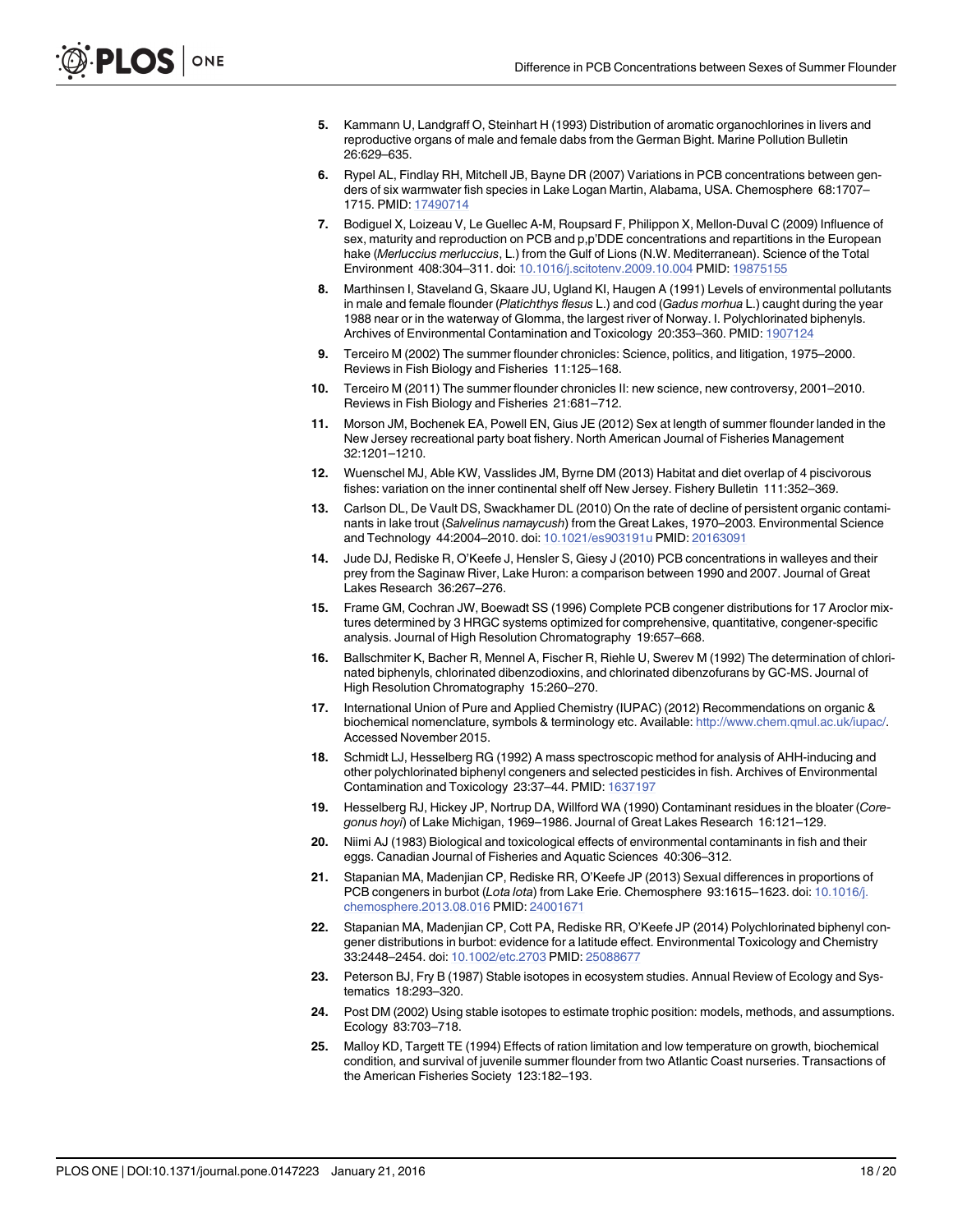5. Kammann U, Landgraff O, Steinhart H (1993) Distribution of aromatic organochlorines in livers and reproductive organs of male and female dabs from the German Bight. Marine Pollution Bulletin 26:629–635.
6. Rypel AL, Findlay RH, Mitchell JB, Bayne DR (2007) Variations in PCB concentrations between genders of six warmwater fish species in Lake Logan Martin, Alabama, USA. Chemosphere 68:1707–1715. PMID: 17490714
7. Bodiguel X, Loizeau V, Le Guellec A-M, Roupsard F, Philippon X, Mellon-Duval C (2009) Influence of sex, maturity and reproduction on PCB and p,p'DDE concentrations and repartitions in the European hake (*Merluccius merluccius*, L.) from the Gulf of Lions (N.W. Mediterranean). Science of the Total Environment 408:304–311. doi: 10.1016/j.scitotenv.2009.10.004 PMID: 19875155
8. Marthinsen I, Staveland G, Skaare JU, Ugland KI, Haugen A (1991) Levels of environmental pollutants in male and female flounder (*Platichthys flesus* L.) and cod (*Gadus morhua* L.) caught during the year 1988 near or in the waterway of Glomma, the largest river of Norway. I. Polychlorinated biphenyls. Archives of Environmental Contamination and Toxicology 20:353–360. PMID: 1907124
9. Terceiro M (2002) The summer flounder chronicles: Science, politics, and litigation, 1975–2000. Reviews in Fish Biology and Fisheries 11:125–168.
10. Terceiro M (2011) The summer flounder chronicles II: new science, new controversy, 2001–2010. Reviews in Fish Biology and Fisheries 21:681–712.
11. Morson JM, Bochenek EA, Powell EN, Gius JE (2012) Sex at length of summer flounder landed in the New Jersey recreational party boat fishery. North American Journal of Fisheries Management 32:1201–1210.
12. Wuenschel MJ, Able KW, Vasslides JM, Byrne DM (2013) Habitat and diet overlap of 4 piscivorous fishes: variation on the inner continental shelf off New Jersey. Fishery Bulletin 111:352–369.
13. Carlson DL, De Vault DS, Swackhamer DL (2010) On the rate of decline of persistent organic contaminants in lake trout (*Salvelinus namaycush*) from the Great Lakes, 1970–2003. Environmental Science and Technology 44:2004–2010. doi: 10.1021/es903191u PMID: 20163091
14. Jude DJ, Rediske R, O'Keefe J, Hensler S, Giesy J (2010) PCB concentrations in walleyes and their prey from the Saginaw River, Lake Huron: a comparison between 1990 and 2007. Journal of Great Lakes Research 36:267–276.
15. Frame GM, Cochran JW, Boewadt SS (1996) Complete PCB congener distributions for 17 Aroclor mixtures determined by 3 HRGC systems optimized for comprehensive, quantitative, congener-specific analysis. Journal of High Resolution Chromatography 19:657–668.
16. Ballschmiter K, Bacher R, Mennel A, Fischer R, Riehle U, Swerev M (1992) The determination of chlorinated biphenyls, chlorinated dibenzodioxins, and chlorinated dibenzofurans by GC-MS. Journal of High Resolution Chromatography 15:260–270.
17. International Union of Pure and Applied Chemistry (IUPAC) (2012) Recommendations on organic & biochemical nomenclature, symbols & terminology etc. Available: http://www.chem.qmul.ac.uk/iupac/. Accessed November 2015.
18. Schmidt LJ, Hesselberg RG (1992) A mass spectroscopic method for analysis of AHH-inducing and other polychlorinated biphenyl congeners and selected pesticides in fish. Archives of Environmental Contamination and Toxicology 23:37–44. PMID: 1637197
19. Hesselberg RJ, Hickey JP, Nortrup DA, Willford WA (1990) Contaminant residues in the bloater (*Coregonus hoyi*) of Lake Michigan, 1969–1986. Journal of Great Lakes Research 16:121–129.
20. Niimi AJ (1983) Biological and toxicological effects of environmental contaminants in fish and their eggs. Canadian Journal of Fisheries and Aquatic Sciences 40:306–312.
21. Stapanian MA, Madenjian CP, Rediske RR, O'Keefe JP (2013) Sexual differences in proportions of PCB congeners in burbot (*Lota lota*) from Lake Erie. Chemosphere 93:1615–1623. doi: 10.1016/j.chemosphere.2013.08.016 PMID: 24001671
22. Stapanian MA, Madenjian CP, Cott PA, Rediske RR, O'Keefe JP (2014) Polychlorinated biphenyl congener distributions in burbot: evidence for a latitude effect. Environmental Toxicology and Chemistry 33:2448–2454. doi: 10.1002/etc.2703 PMID: 25088677
23. Peterson BJ, Fry B (1987) Stable isotopes in ecosystem studies. Annual Review of Ecology and Systematics 18:293–320.
24. Post DM (2002) Using stable isotopes to estimate trophic position: models, methods, and assumptions. Ecology 83:703–718.
25. Malloy KD, Targett TE (1994) Effects of ration limitation and low temperature on growth, biochemical condition, and survival of juvenile summer flounder from two Atlantic Coast nurseries. Transactions of the American Fisheries Society 123:182–193.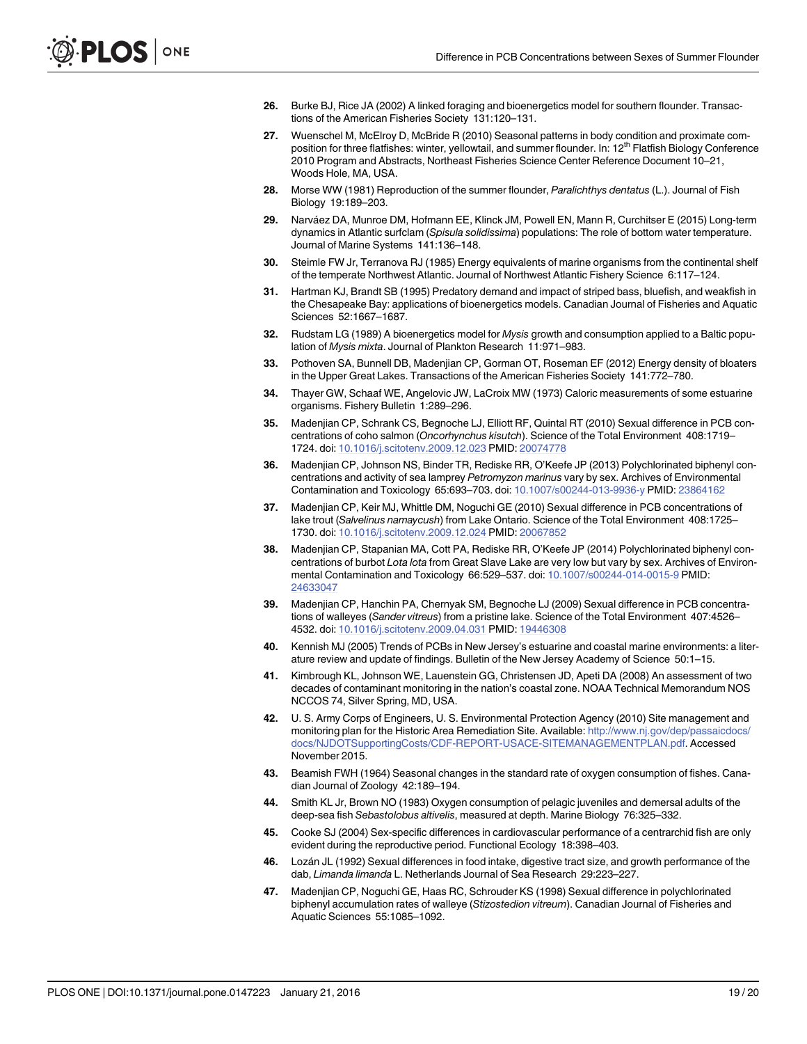26. Burke BJ, Rice JA (2002) A linked foraging and bioenergetics model for southern flounder. Transactions of the American Fisheries Society 131:120–131.

27. Wuenschel M, McElroy D, McBride R (2010) Seasonal patterns in body condition and proximate composition for three flatfishes: winter, yellowtail, and summer flounder. In: 12th Flatfish Biology Conference 2010 Program and Abstracts, Northeast Fisheries Science Center Reference Document 10–21, Woods Hole, MA, USA.

28. Morse WW (1981) Reproduction of the summer flounder, *Paralichthys dentatus* (L.). Journal of Fish Biology 19:189–203.

29. Narváez DA, Munroe DM, Hofmann EE, Klinck JM, Powell EN, Mann R, Curchitser E (2015) Long-term dynamics in Atlantic surfclam (*Spisula solidissima*) populations: The role of bottom water temperature. Journal of Marine Systems 141:136–148.

30. Steimle FW Jr, Terranova RJ (1985) Energy equivalents of marine organisms from the continental shelf of the temperate Northwest Atlantic. Journal of Northwest Atlantic Fishery Science 6:117–124.

31. Hartman KJ, Brandt SB (1995) Predatory demand and impact of striped bass, bluefish, and weakfish in the Chesapeake Bay: applications of bioenergetics models. Canadian Journal of Fisheries and Aquatic Sciences 52:1667–1687.

32. Rudstam LG (1989) A bioenergetics model for *Mysis* growth and consumption applied to a Baltic population of *Mysis mixta*. Journal of Plankton Research 11:971–983.

33. Pothoven SA, Bunnell DB, Madenjian CP, Gorman OT, Roseman EF (2012) Energy density of bloaters in the Upper Great Lakes. Transactions of the American Fisheries Society 141:772–780.

34. Thayer GW, Schaaf WE, Angelovic JW, LaCroix MW (1973) Caloric measurements of some estuarine organisms. Fishery Bulletin 1:289–296.

35. Madenjian CP, Schrank CS, Begnoche LJ, Elliott RF, Quintal RT (2010) Sexual difference in PCB concentrations of coho salmon (*Oncorhynchus kisutch*). Science of the Total Environment 408:1719–1724. doi: 10.1016/j.scitotenv.2009.12.023 PMID: 20074778

36. Madenjian CP, Johnson NS, Binder TR, Rediske RR, O'Keefe JP (2013) Polychlorinated biphenyl concentrations and activity of sea lamprey *Petromyzon marinus* vary by sex. Archives of Environmental Contamination and Toxicology 65:693–703. doi: 10.1007/s00244-013-9936-y PMID: 23864162

37. Madenjian CP, Keir MJ, Whittle DM, Noguchi GE (2010) Sexual difference in PCB concentrations of lake trout (*Salvelinus namaycush*) from Lake Ontario. Science of the Total Environment 408:1725–1730. doi: 10.1016/j.scitotenv.2009.12.024 PMID: 20067852

38. Madenjian CP, Stapanian MA, Cott PA, Rediske RR, O'Keefe JP (2014) Polychlorinated biphenyl concentrations of burbot *Lota lota* from Great Slave Lake are very low but vary by sex. Archives of Environmental Contamination and Toxicology 66:529–537. doi: 10.1007/s00244-014-0015-9 PMID: 24633047

39. Madenjian CP, Hanchin PA, Chernyak SM, Begnoche LJ (2009) Sexual difference in PCB concentrations of walleyes (*Sander vitreus*) from a pristine lake. Science of the Total Environment 407:4526–4532. doi: 10.1016/j.scitotenv.2009.04.031 PMID: 19446308

40. Kennish MJ (2005) Trends of PCBs in New Jersey's estuarine and coastal marine environments: a literature review and update of findings. Bulletin of the New Jersey Academy of Science 50:1–15.

41. Kimbrough KL, Johnson WE, Lauenstein GG, Christensen JD, Apeti DA (2008) An assessment of two decades of contaminant monitoring in the nation's coastal zone. NOAA Technical Memorandum NOS NCCOS 74, Silver Spring, MD, USA.

42. U. S. Army Corps of Engineers, U. S. Environmental Protection Agency (2010) Site management and monitoring plan for the Historic Area Remediation Site. Available: http://www.nj.gov/dep/passaicdocs/docs/NJDOTSupportingCosts/CDF-REPORT-USACE-SITEMANAGEMENTPLAN.pdf. Accessed November 2015.

43. Beamish FWH (1964) Seasonal changes in the standard rate of oxygen consumption of fishes. Canadian Journal of Zoology 42:189–194.

44. Smith KL Jr, Brown NO (1983) Oxygen consumption of pelagic juveniles and demersal adults of the deep-sea fish *Sebastolobus altivelis*, measured at depth. Marine Biology 76:325–332.

45. Cooke SJ (2004) Sex-specific differences in cardiovascular performance of a centrarchid fish are only evident during the reproductive period. Functional Ecology 18:398–403.

46. Lozán JL (1992) Sexual differences in food intake, digestive tract size, and growth performance of the dab, *Limanda limanda* L. Netherlands Journal of Sea Research 29:223–227.

47. Madenjian CP, Noguchi GE, Haas RC, Schrouder KS (1998) Sexual difference in polychlorinated biphenyl accumulation rates of walleye (*Stizostedion vitreum*). Canadian Journal of Fisheries and Aquatic Sciences 55:1085–1092.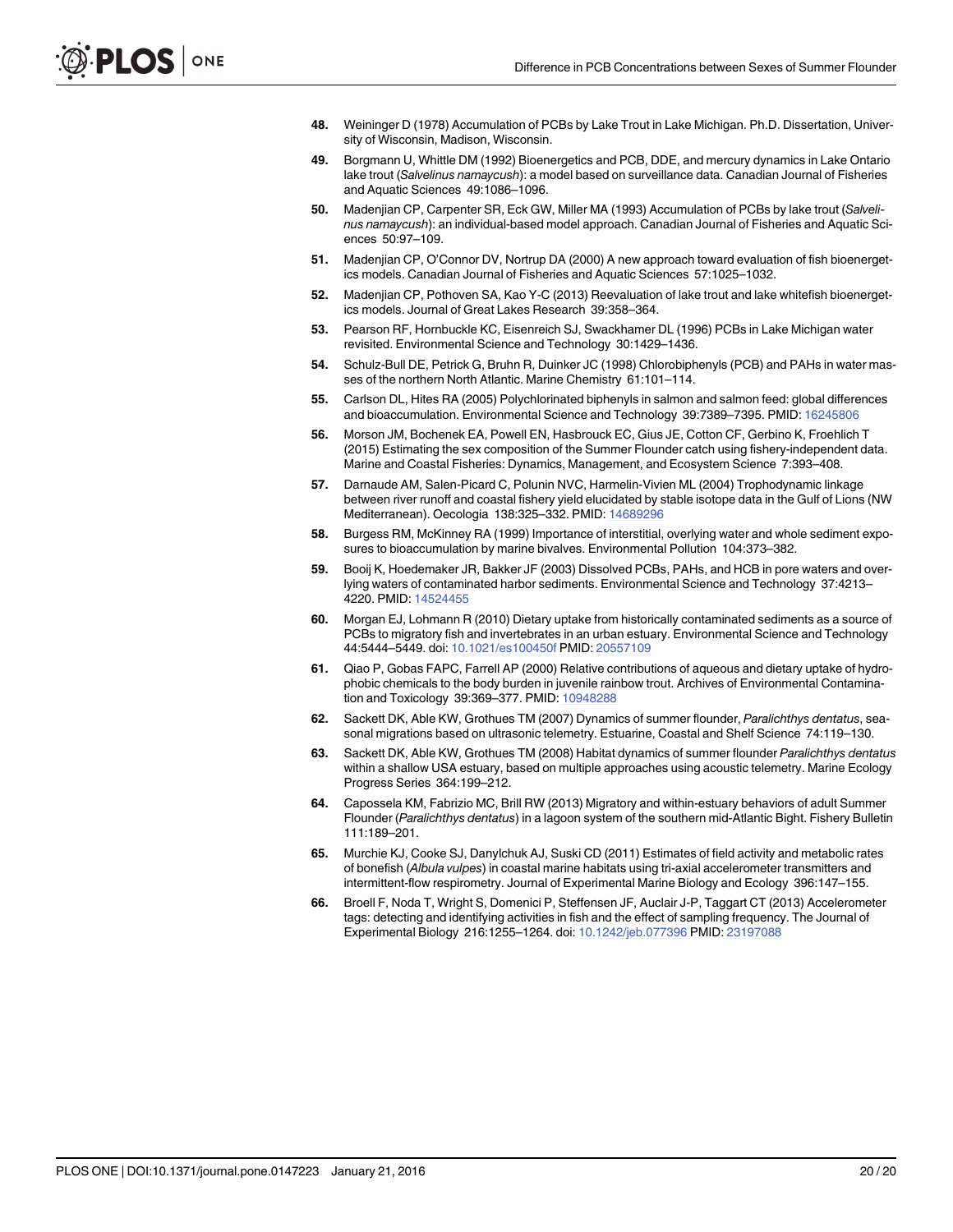48. Weininger D (1978) Accumulation of PCBs by Lake Trout in Lake Michigan. Ph.D. Dissertation, University of Wisconsin, Madison, Wisconsin.
49. Borgmann U, Whittle DM (1992) Bioenergetics and PCB, DDE, and mercury dynamics in Lake Ontario lake trout (*Salvelinus namaycush*): a model based on surveillance data. Canadian Journal of Fisheries and Aquatic Sciences 49:1086–1096.
50. Madenjian CP, Carpenter SR, Eck GW, Miller MA (1993) Accumulation of PCBs by lake trout (*Salvelinus namaycush*): an individual-based model approach. Canadian Journal of Fisheries and Aquatic Sciences 50:97–109.
51. Madenjian CP, O'Connor DV, Nortrup DA (2000) A new approach toward evaluation of fish bioenergetics models. Canadian Journal of Fisheries and Aquatic Sciences 57:1025–1032.
52. Madenjian CP, Pothoven SA, Kao Y-C (2013) Reevaluation of lake trout and lake whitefish bioenergetics models. Journal of Great Lakes Research 39:358–364.
53. Pearson RF, Hornbuckle KC, Eisenreich SJ, Swackhamer DL (1996) PCBs in Lake Michigan water revisited. Environmental Science and Technology 30:1429–1436.
54. Schulz-Bull DE, Petrick G, Bruhn R, Duinker JC (1998) Chlorobiphenyls (PCB) and PAHs in water masses of the northern North Atlantic. Marine Chemistry 61:101–114.
55. Carlson DL, Hites RA (2005) Polychlorinated biphenyls in salmon and salmon feed: global differences and bioaccumulation. Environmental Science and Technology 39:7389–7395. PMID: 16245806
56. Morson JM, Bochenek EA, Powell EN, Hasbrouck EC, Gius JE, Cotton CF, Gerbino K, Froehlich T (2015) Estimating the sex composition of the Summer Flounder catch using fishery-independent data. Marine and Coastal Fisheries: Dynamics, Management, and Ecosystem Science 7:393–408.
57. Darnaude AM, Salen-Picard C, Polunin NVC, Harmelin-Vivien ML (2004) Trophodynamic linkage between river runoff and coastal fishery yield elucidated by stable isotope data in the Gulf of Lions (NW Mediterranean). Oecologia 138:325–332. PMID: 14689296
58. Burgess RM, McKinney RA (1999) Importance of interstitial, overlying water and whole sediment exposures to bioaccumulation by marine bivalves. Environmental Pollution 104:373–382.
59. Booij K, Hoedemaker JR, Bakker JF (2003) Dissolved PCBs, PAHs, and HCB in pore waters and overlying waters of contaminated harbor sediments. Environmental Science and Technology 37:4213–4220. PMID: 14524455
60. Morgan EJ, Lohmann R (2010) Dietary uptake from historically contaminated sediments as a source of PCBs to migratory fish and invertebrates in an urban estuary. Environmental Science and Technology 44:5444–5449. doi: 10.1021/es100450f PMID: 20557109
61. Qiao P, Gobas FAPC, Farrell AP (2000) Relative contributions of aqueous and dietary uptake of hydrophobic chemicals to the body burden in juvenile rainbow trout. Archives of Environmental Contamination and Toxicology 39:369–377. PMID: 10948288
62. Sackett DK, Able KW, Grothues TM (2007) Dynamics of summer flounder, *Paralichthys dentatus*, seasonal migrations based on ultrasonic telemetry. Estuarine, Coastal and Shelf Science 74:119–130.
63. Sackett DK, Able KW, Grothues TM (2008) Habitat dynamics of summer flounder *Paralichthys dentatus* within a shallow USA estuary, based on multiple approaches using acoustic telemetry. Marine Ecology Progress Series 364:199–212.
64. Capossela KM, Fabrizio MC, Brill RW (2013) Migratory and within-estuary behaviors of adult Summer Flounder (*Paralichthys dentatus*) in a lagoon system of the southern mid-Atlantic Bight. Fishery Bulletin 111:189–201.
65. Murchie KJ, Cooke SJ, Danylchuk AJ, Suski CD (2011) Estimates of field activity and metabolic rates of bonefish (*Albula vulpes*) in coastal marine habitats using tri-axial accelerometer transmitters and intermittent-flow respirometry. Journal of Experimental Marine Biology and Ecology 396:147–155.
66. Broell F, Noda T, Wright S, Domenici P, Steffensen JF, Auclair J-P, Taggart CT (2013) Accelerometer tags: detecting and identifying activities in fish and the effect of sampling frequency. The Journal of Experimental Biology 216:1255–1264. doi: 10.1242/jeb.077396 PMID: 23197088